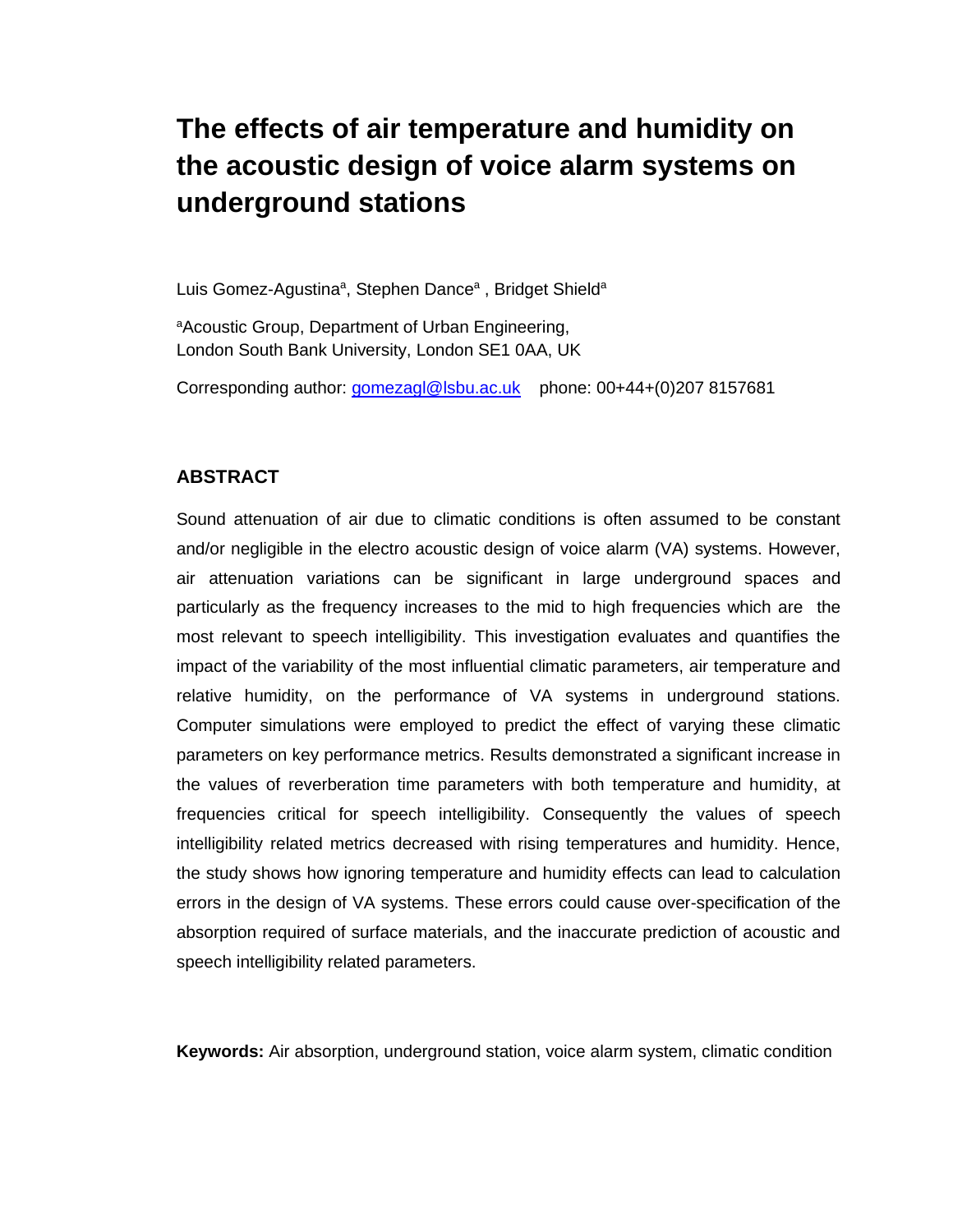# The effects of air temperature and humidity on the acoustic design of voice alarm systems on underground stations

Luis Gomez-Agustina[a], Stephen Dance[a] , Bridget Shield[a]

[a]Acoustic Group, Department of Urban Engineering, London South Bank University, London SE1 0AA, UK

Corresponding author: gomezagl@lsbu.ac.uk phone: 00+44+(0)207 8157681

## ABSTRACT

Sound attenuation of air due to climatic conditions is often assumed to be constant and/or negligible in the electro acoustic design of voice alarm (VA) systems. However, air attenuation variations can be significant in large underground spaces and particularly as the frequency increases to the mid to high frequencies which are the most relevant to speech intelligibility. This investigation evaluates and quantifies the impact of the variability of the most influential climatic parameters, air temperature and relative humidity, on the performance of VA systems in underground stations. Computer simulations were employed to predict the effect of varying these climatic parameters on key performance metrics. Results demonstrated a significant increase in the values of reverberation time parameters with both temperature and humidity, at frequencies critical for speech intelligibility. Consequently the values of speech intelligibility related metrics decreased with rising temperatures and humidity. Hence, the study shows how ignoring temperature and humidity effects can lead to calculation errors in the design of VA systems. These errors could cause over-specification of the absorption required of surface materials, and the inaccurate prediction of acoustic and speech intelligibility related parameters.

**Keywords:** Air absorption, underground station, voice alarm system, climatic condition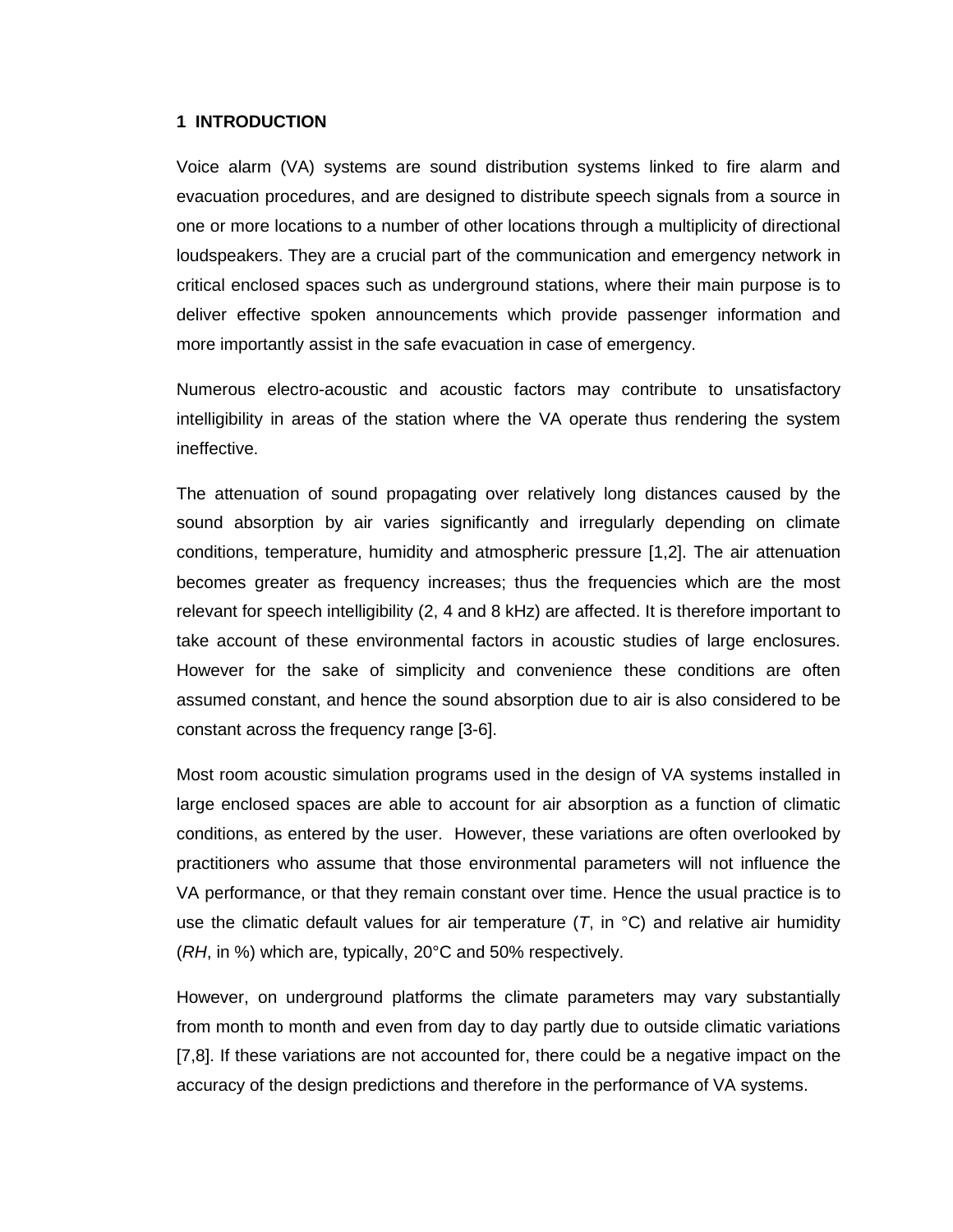# 1 INTRODUCTION

Voice alarm (VA) systems are sound distribution systems linked to fire alarm and evacuation procedures, and are designed to distribute speech signals from a source in one or more locations to a number of other locations through a multiplicity of directional loudspeakers. They are a crucial part of the communication and emergency network in critical enclosed spaces such as underground stations, where their main purpose is to deliver effective spoken announcements which provide passenger information and more importantly assist in the safe evacuation in case of emergency.

Numerous electro-acoustic and acoustic factors may contribute to unsatisfactory intelligibility in areas of the station where the VA operate thus rendering the system ineffective.

The attenuation of sound propagating over relatively long distances caused by the sound absorption by air varies significantly and irregularly depending on climate conditions, temperature, humidity and atmospheric pressure [1,2]. The air attenuation becomes greater as frequency increases; thus the frequencies which are the most relevant for speech intelligibility (2, 4 and 8 kHz) are affected. It is therefore important to take account of these environmental factors in acoustic studies of large enclosures. However for the sake of simplicity and convenience these conditions are often assumed constant, and hence the sound absorption due to air is also considered to be constant across the frequency range [3-6].

Most room acoustic simulation programs used in the design of VA systems installed in large enclosed spaces are able to account for air absorption as a function of climatic conditions, as entered by the user. However, these variations are often overlooked by practitioners who assume that those environmental parameters will not influence the VA performance, or that they remain constant over time. Hence the usual practice is to use the climatic default values for air temperature (*T*, in °C) and relative air humidity (*RH*, in %) which are, typically, 20°C and 50% respectively.

However, on underground platforms the climate parameters may vary substantially from month to month and even from day to day partly due to outside climatic variations [7,8]. If these variations are not accounted for, there could be a negative impact on the accuracy of the design predictions and therefore in the performance of VA systems.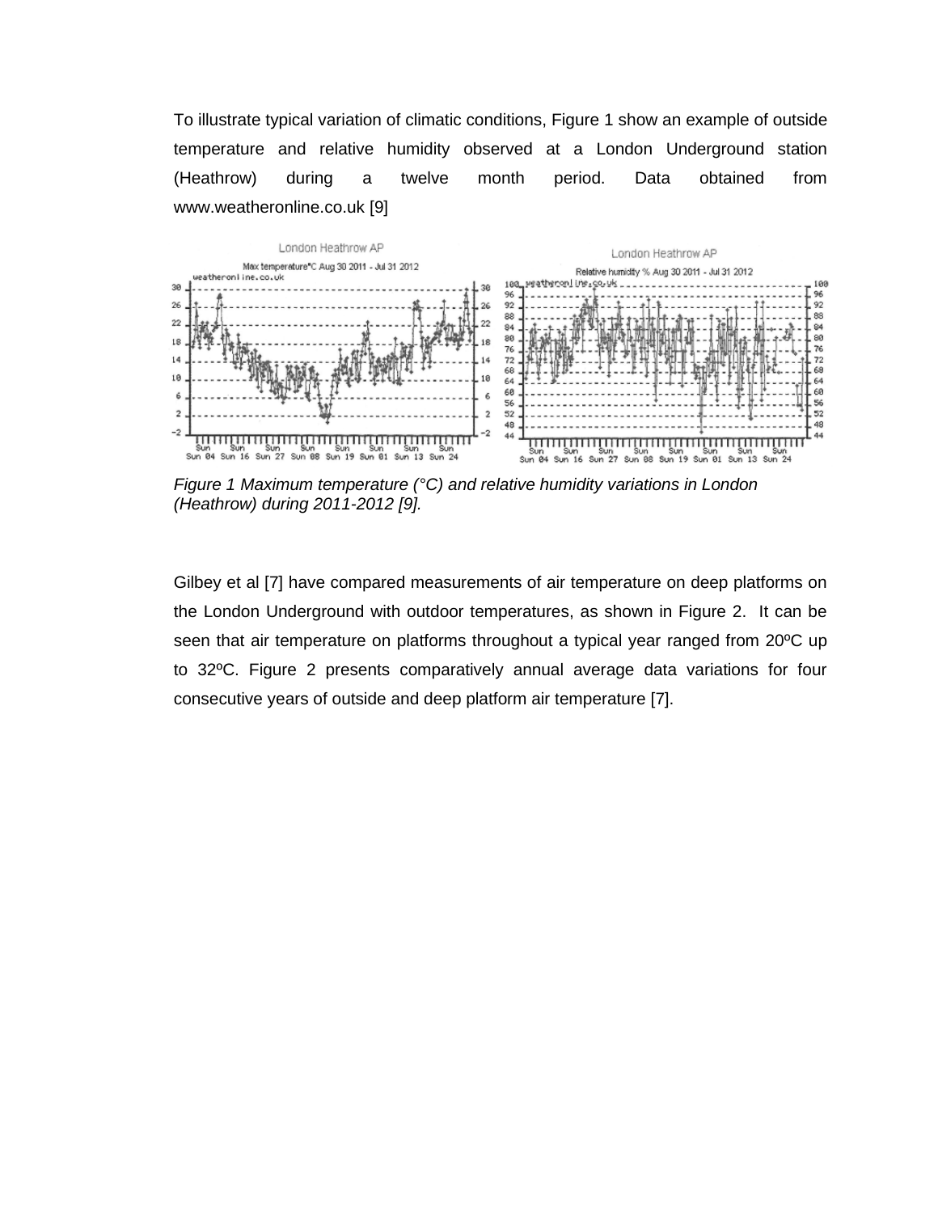To illustrate typical variation of climatic conditions, Figure 1 show an example of outside temperature and relative humidity observed at a London Underground station (Heathrow) during a twelve month period. Data obtained from www.weatheronline.co.uk [9]

*Figure 1 Maximum temperature (°C) and relative humidity variations in London (Heathrow) during 2011-2012 [9].*

Gilbey et al [7] have compared measurements of air temperature on deep platforms on the London Underground with outdoor temperatures, as shown in Figure 2. It can be seen that air temperature on platforms throughout a typical year ranged from 20ºC up to 32ºC. Figure 2 presents comparatively annual average data variations for four consecutive years of outside and deep platform air temperature [7].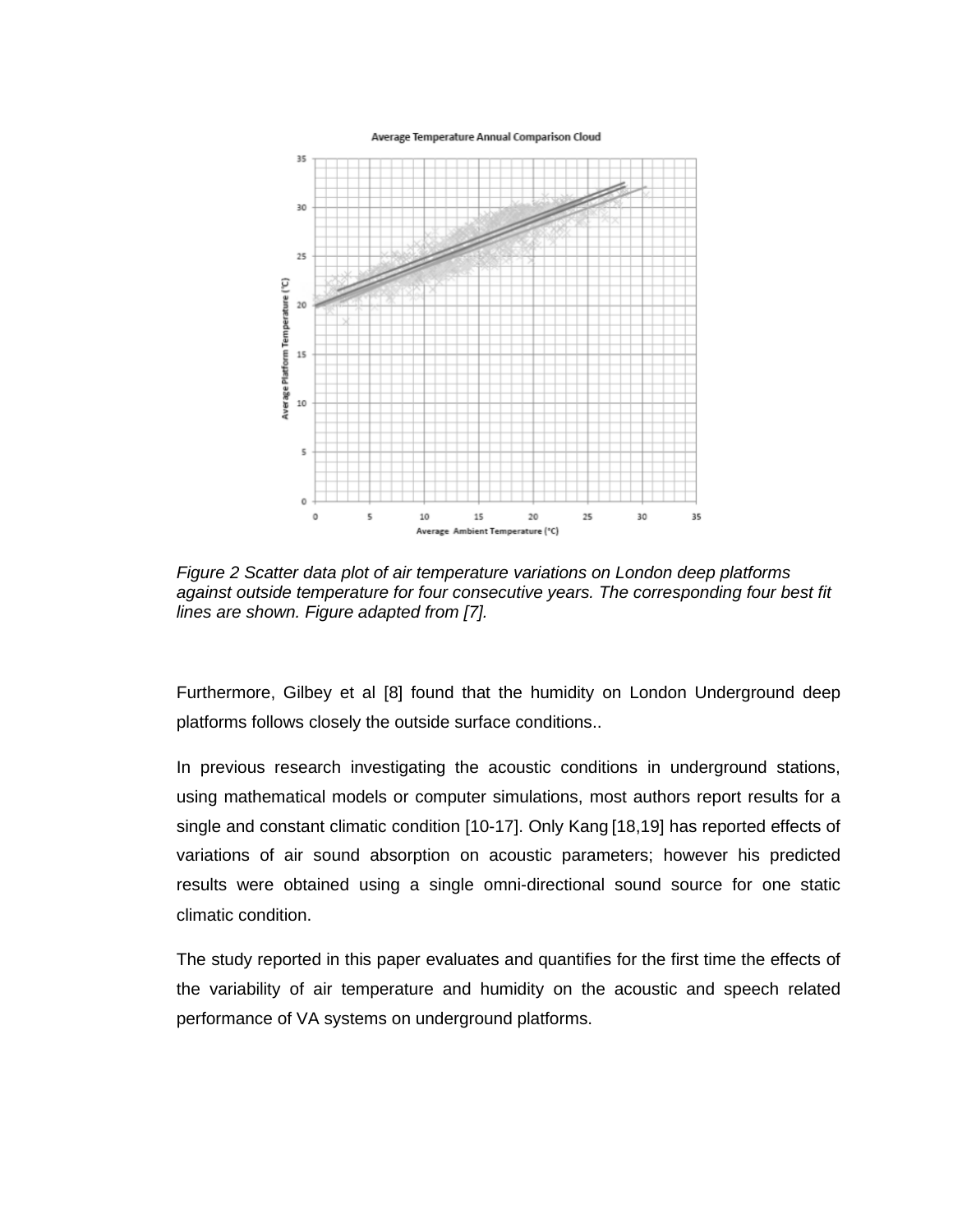*Figure 2 Scatter data plot of air temperature variations on London deep platforms against outside temperature for four consecutive years. The corresponding four best fit lines are shown. Figure adapted from [7].*

Furthermore, Gilbey et al [8] found that the humidity on London Underground deep platforms follows closely the outside surface conditions..

In previous research investigating the acoustic conditions in underground stations, using mathematical models or computer simulations, most authors report results for a single and constant climatic condition [10-17]. Only Kang [18,19] has reported effects of variations of air sound absorption on acoustic parameters; however his predicted results were obtained using a single omni-directional sound source for one static climatic condition.

The study reported in this paper evaluates and quantifies for the first time the effects of the variability of air temperature and humidity on the acoustic and speech related performance of VA systems on underground platforms.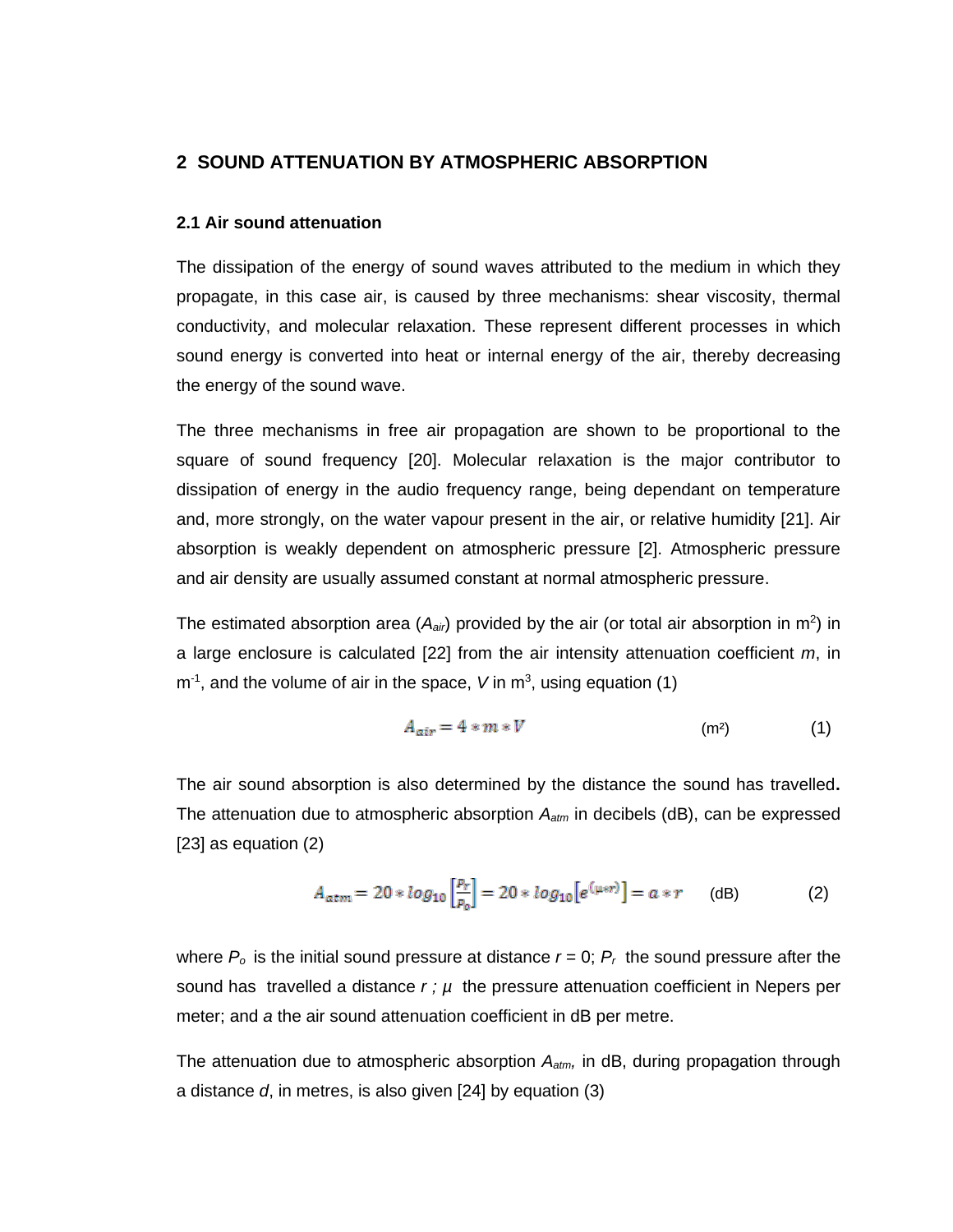## 2 SOUND ATTENUATION BY ATMOSPHERIC ABSORPTION

### 2.1 Air sound attenuation

The dissipation of the energy of sound waves attributed to the medium in which they propagate, in this case air, is caused by three mechanisms: shear viscosity, thermal conductivity, and molecular relaxation. These represent different processes in which sound energy is converted into heat or internal energy of the air, thereby decreasing the energy of the sound wave.

The three mechanisms in free air propagation are shown to be proportional to the square of sound frequency [20]. Molecular relaxation is the major contributor to dissipation of energy in the audio frequency range, being dependant on temperature and, more strongly, on the water vapour present in the air, or relative humidity [21]. Air absorption is weakly dependent on atmospheric pressure [2]. Atmospheric pressure and air density are usually assumed constant at normal atmospheric pressure.

The estimated absorption area ($A_{air}$) provided by the air (or total air absorption in $m^2$) in a large enclosure is calculated [22] from the air intensity attenuation coefficient $m$, in $m^{-1}$, and the volume of air in the space, $V$ in $m^3$, using equation (1)

$$A_{air} = 4 * m * V \qquad (m^2) \qquad (1)$$

The air sound absorption is also determined by the distance the sound has travelled**.** The attenuation due to atmospheric absorption $A_{atm}$ in decibels (dB), can be expressed [23] as equation (2)

$$A_{atm} = 20 * log_{10}\left[\frac{P_r}{P_o}\right] = 20 * log_{10}\left[e^{(\mu * r)}\right] = a * r \qquad (dB) \qquad (2)$$

where $P_o$ is the initial sound pressure at distance $r = 0$; $P_r$ the sound pressure after the sound has travelled a distance $r$ ; $\mu$ the pressure attenuation coefficient in Nepers per meter; and $a$ the air sound attenuation coefficient in dB per metre.

The attenuation due to atmospheric absorption $A_{atm}$, in dB, during propagation through a distance $d$, in metres, is also given [24] by equation (3)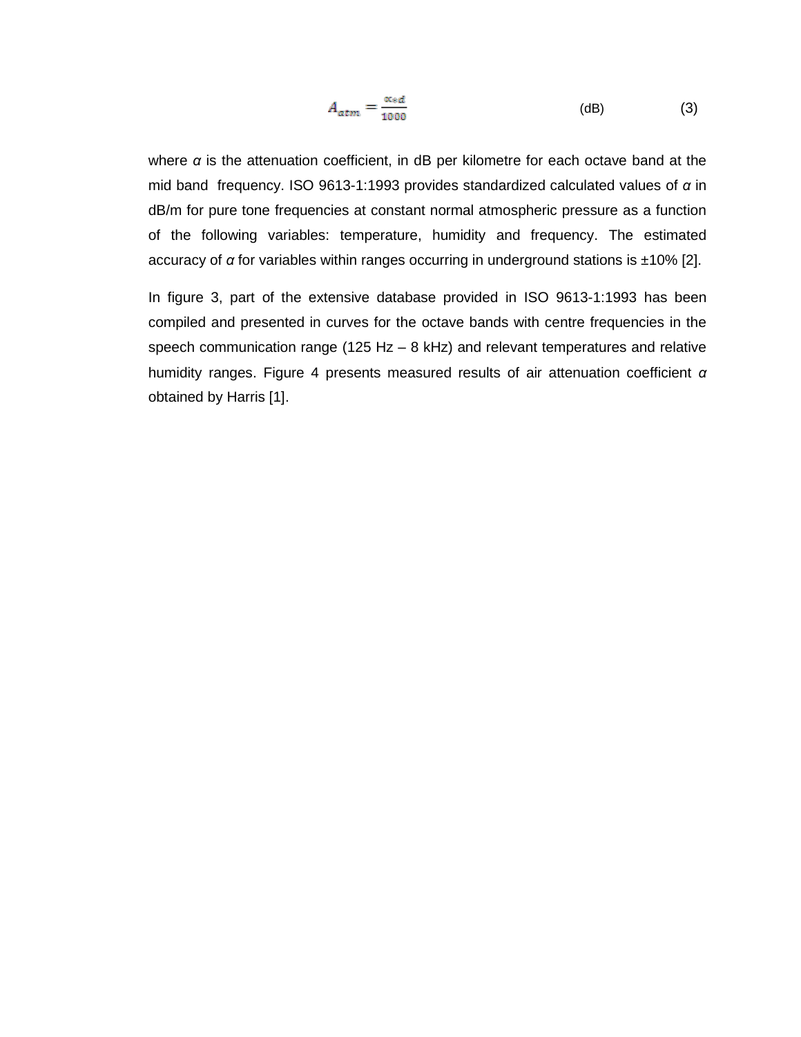$$A_{atm} = \frac{\alpha d}{1000} \quad \text{(dB)} \qquad (3)$$

where $\alpha$ is the attenuation coefficient, in dB per kilometre for each octave band at the mid band frequency. ISO 9613-1:1993 provides standardized calculated values of $\alpha$ in dB/m for pure tone frequencies at constant normal atmospheric pressure as a function of the following variables: temperature, humidity and frequency. The estimated accuracy of $\alpha$ for variables within ranges occurring in underground stations is ±10% [2].

In figure 3, part of the extensive database provided in ISO 9613-1:1993 has been compiled and presented in curves for the octave bands with centre frequencies in the speech communication range (125 Hz – 8 kHz) and relevant temperatures and relative humidity ranges. Figure 4 presents measured results of air attenuation coefficient $\alpha$ obtained by Harris [1].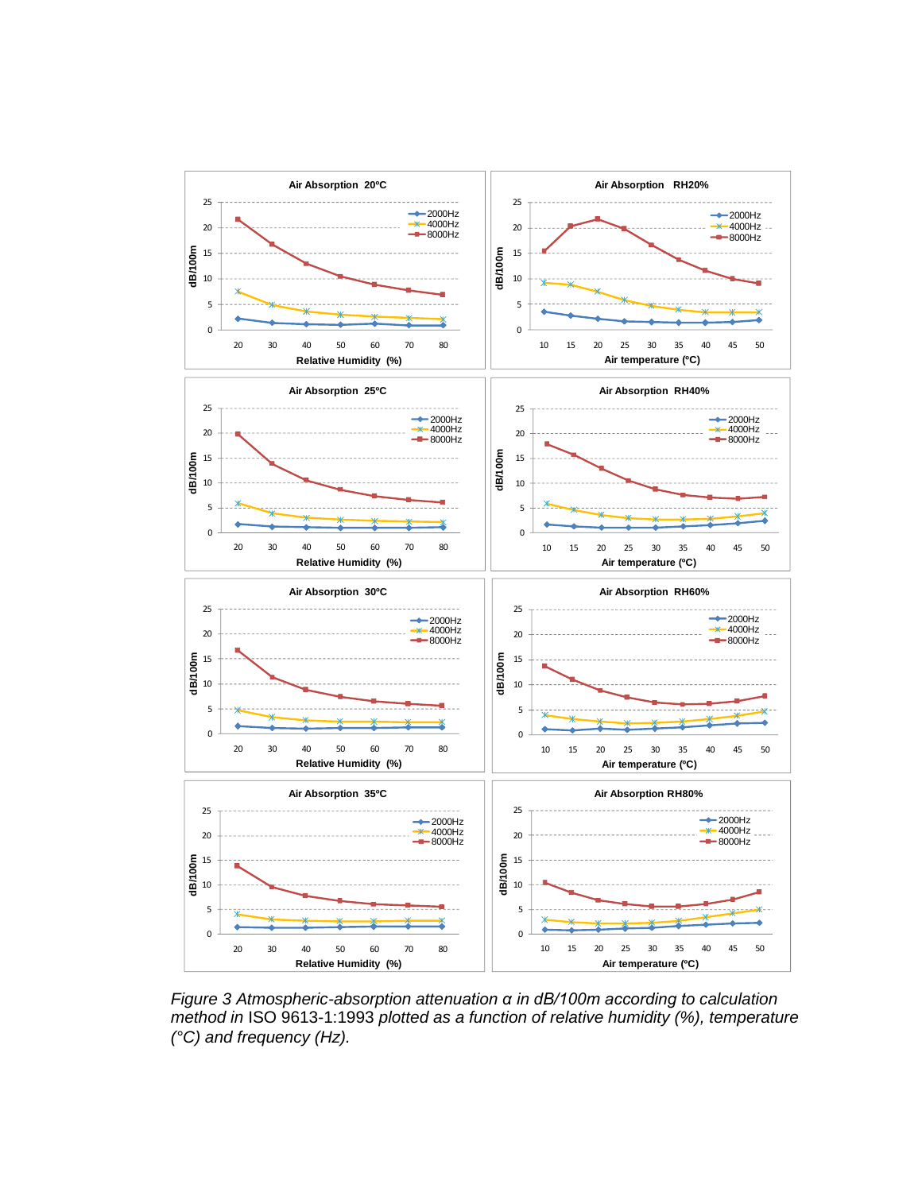*Figure 3 Atmospheric-absorption attenuation α in dB/100m according to calculation method in* ISO 9613-1:1993 *plotted as a function of relative humidity (%), temperature (°C) and frequency (Hz).*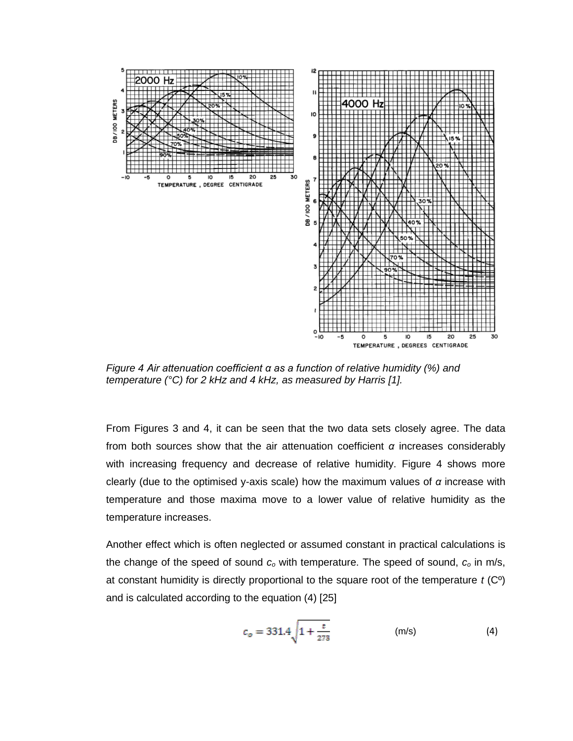*Figure 4 Air attenuation coefficient α as a function of relative humidity (%) and temperature (°C) for 2 kHz and 4 kHz, as measured by Harris [1].*

From Figures 3 and 4, it can be seen that the two data sets closely agree. The data from both sources show that the air attenuation coefficient *α* increases considerably with increasing frequency and decrease of relative humidity. Figure 4 shows more clearly (due to the optimised y-axis scale) how the maximum values of *α* increase with temperature and those maxima move to a lower value of relative humidity as the temperature increases.

Another effect which is often neglected or assumed constant in practical calculations is the change of the speed of sound $c_o$ with temperature. The speed of sound, $c_o$ in m/s, at constant humidity is directly proportional to the square root of the temperature *t* (Cº) and is calculated according to the equation (4) [25]

$$c_o = 331.4\sqrt{1 + \frac{t}{273}} \quad \text{(m/s)} \qquad (4)$$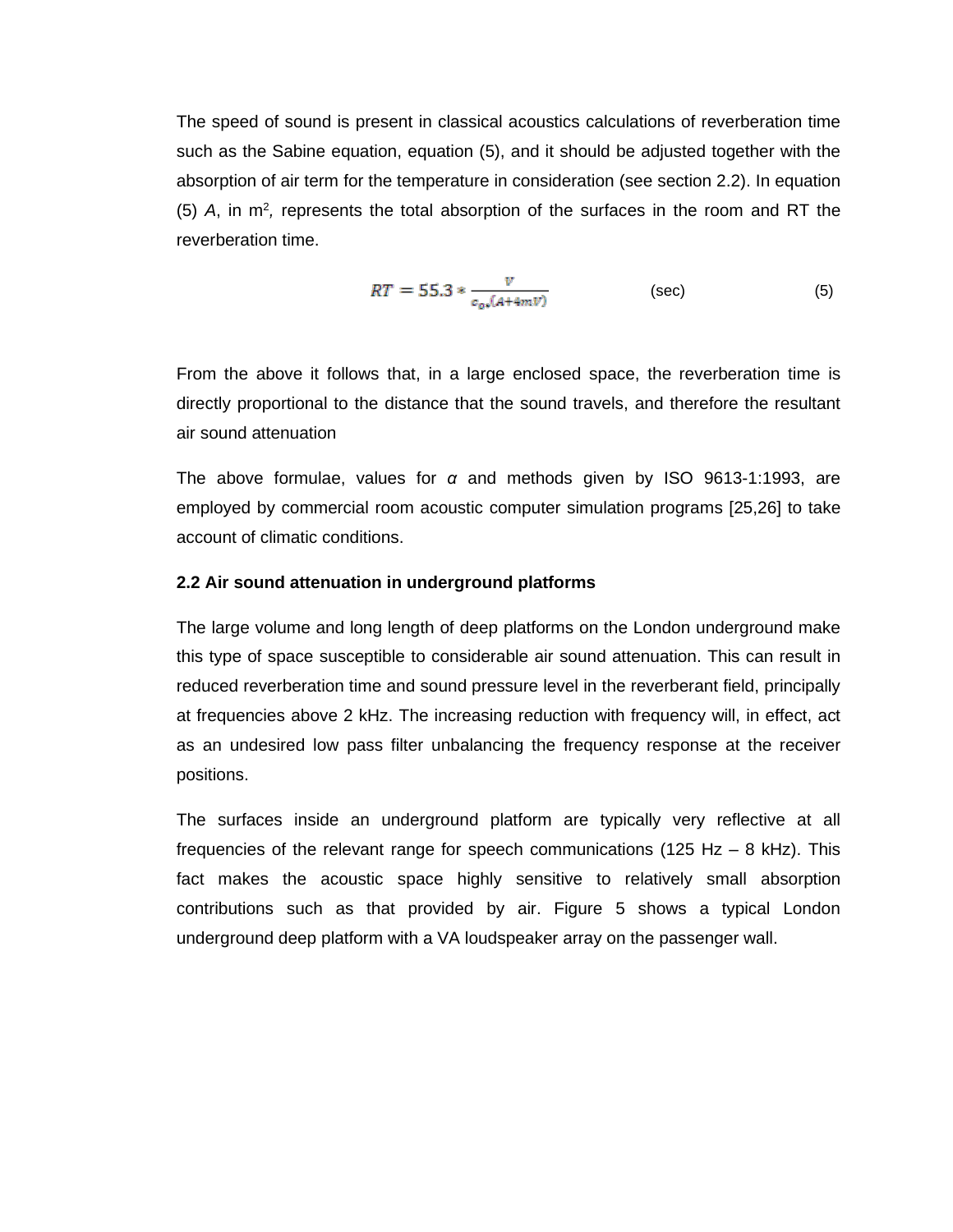The speed of sound is present in classical acoustics calculations of reverberation time such as the Sabine equation, equation (5), and it should be adjusted together with the absorption of air term for the temperature in consideration (see section 2.2). In equation (5) *A*, in m$^2$, represents the total absorption of the surfaces in the room and RT the reverberation time.

$$RT = 55.3 * \frac{V}{c_0 \cdot (A + 4mV)} \quad \text{(sec)} \qquad (5)$$

From the above it follows that, in a large enclosed space, the reverberation time is directly proportional to the distance that the sound travels, and therefore the resultant air sound attenuation

The above formulae, values for *α* and methods given by ISO 9613-1:1993, are employed by commercial room acoustic computer simulation programs [25,26] to take account of climatic conditions.

**2.2 Air sound attenuation in underground platforms**

The large volume and long length of deep platforms on the London underground make this type of space susceptible to considerable air sound attenuation. This can result in reduced reverberation time and sound pressure level in the reverberant field, principally at frequencies above 2 kHz. The increasing reduction with frequency will, in effect, act as an undesired low pass filter unbalancing the frequency response at the receiver positions.

The surfaces inside an underground platform are typically very reflective at all frequencies of the relevant range for speech communications (125 Hz – 8 kHz). This fact makes the acoustic space highly sensitive to relatively small absorption contributions such as that provided by air. Figure 5 shows a typical London underground deep platform with a VA loudspeaker array on the passenger wall.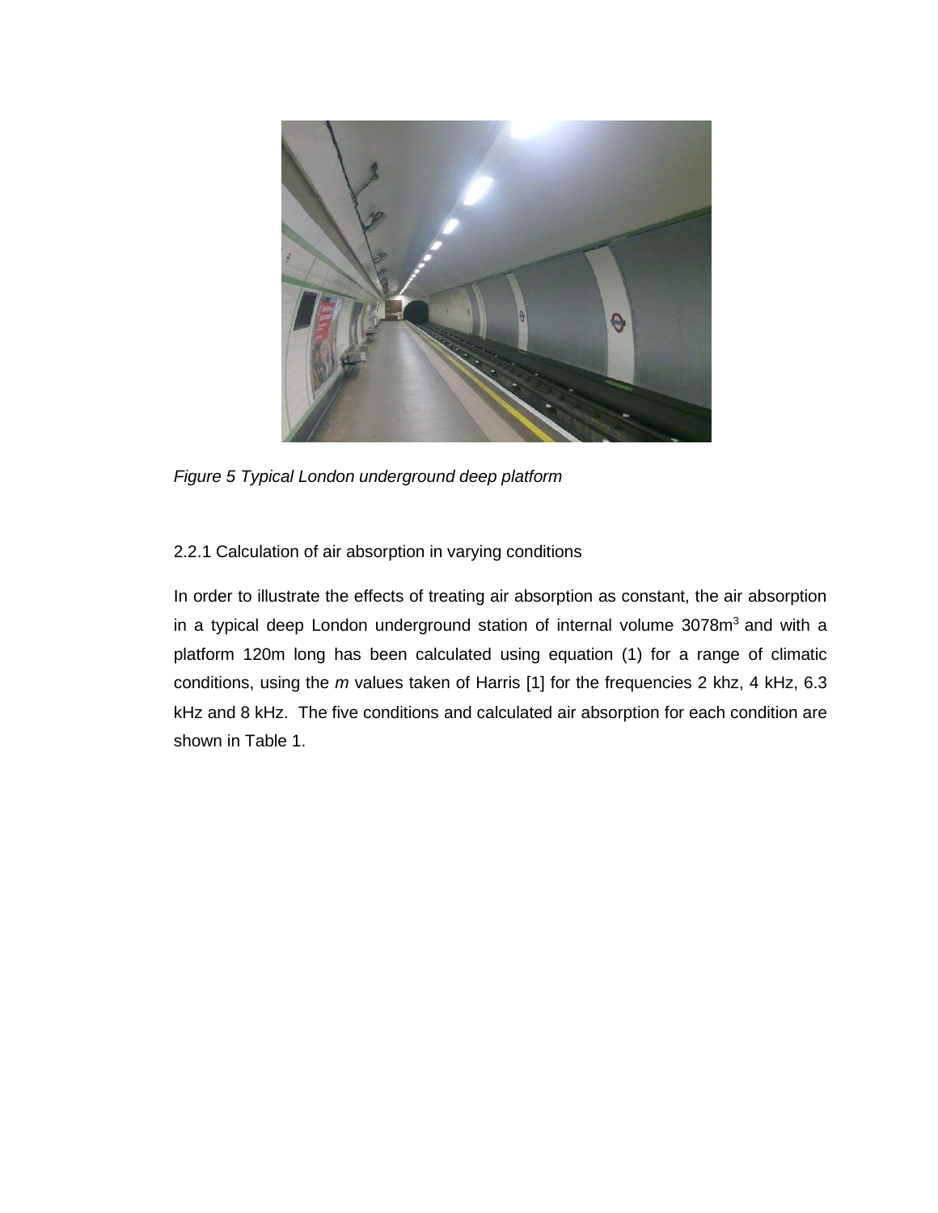*Figure 5 Typical London underground deep platform*

2.2.1 Calculation of air absorption in varying conditions

In order to illustrate the effects of treating air absorption as constant, the air absorption in a typical deep London underground station of internal volume 3078m$^3$ and with a platform 120m long has been calculated using equation (1) for a range of climatic conditions, using the *m* values taken of Harris [1] for the frequencies 2 khz, 4 kHz, 6.3 kHz and 8 kHz. The five conditions and calculated air absorption for each condition are shown in Table 1.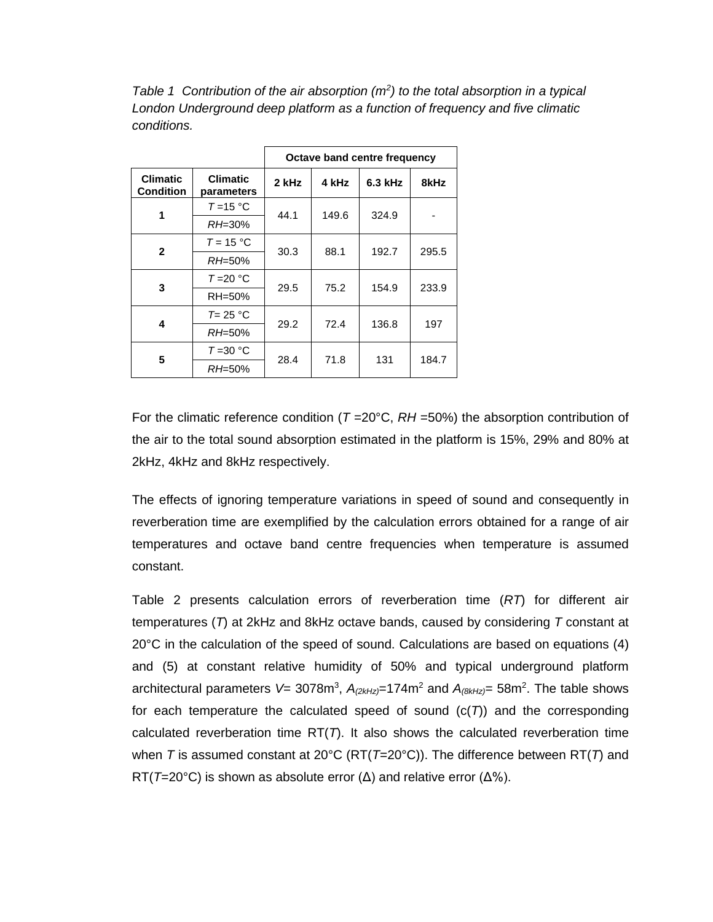*Table 1 Contribution of the air absorption (m$^2$) to the total absorption in a typical London Underground deep platform as a function of frequency and five climatic conditions.*

| | | Octave band centre frequency | | | |
|---|---|---|---|---|---|
| **Climatic Condition** | **Climatic parameters** | **2 kHz** | **4 kHz** | **6.3 kHz** | **8kHz** |
| **1** | *T* =15 °C, *RH*=30% | 44.1 | 149.6 | 324.9 | - |
| **2** | *T* = 15 °C, *RH*=50% | 30.3 | 88.1 | 192.7 | 295.5 |
| **3** | *T* =20 °C, RH=50% | 29.5 | 75.2 | 154.9 | 233.9 |
| **4** | *T*= 25 °C, *RH*=50% | 29.2 | 72.4 | 136.8 | 197 |
| **5** | *T* =30 °C, *RH*=50% | 28.4 | 71.8 | 131 | 184.7 |

For the climatic reference condition (*T* =20°C, *RH* =50%) the absorption contribution of the air to the total sound absorption estimated in the platform is 15%, 29% and 80% at 2kHz, 4kHz and 8kHz respectively.

The effects of ignoring temperature variations in speed of sound and consequently in reverberation time are exemplified by the calculation errors obtained for a range of air temperatures and octave band centre frequencies when temperature is assumed constant.

Table 2 presents calculation errors of reverberation time (*RT*) for different air temperatures (*T*) at 2kHz and 8kHz octave bands, caused by considering *T* constant at 20°C in the calculation of the speed of sound. Calculations are based on equations (4) and (5) at constant relative humidity of 50% and typical underground platform architectural parameters $V$= 3078m$^3$, $A_{(2kHz)}$=174m$^2$ and $A_{(8kHz)}$= 58m$^2$. The table shows for each temperature the calculated speed of sound (c(*T*)) and the corresponding calculated reverberation time RT(*T*). It also shows the calculated reverberation time when *T* is assumed constant at 20°C (RT(*T*=20°C)). The difference between RT(*T*) and RT(*T*=20°C) is shown as absolute error (Δ) and relative error (Δ%).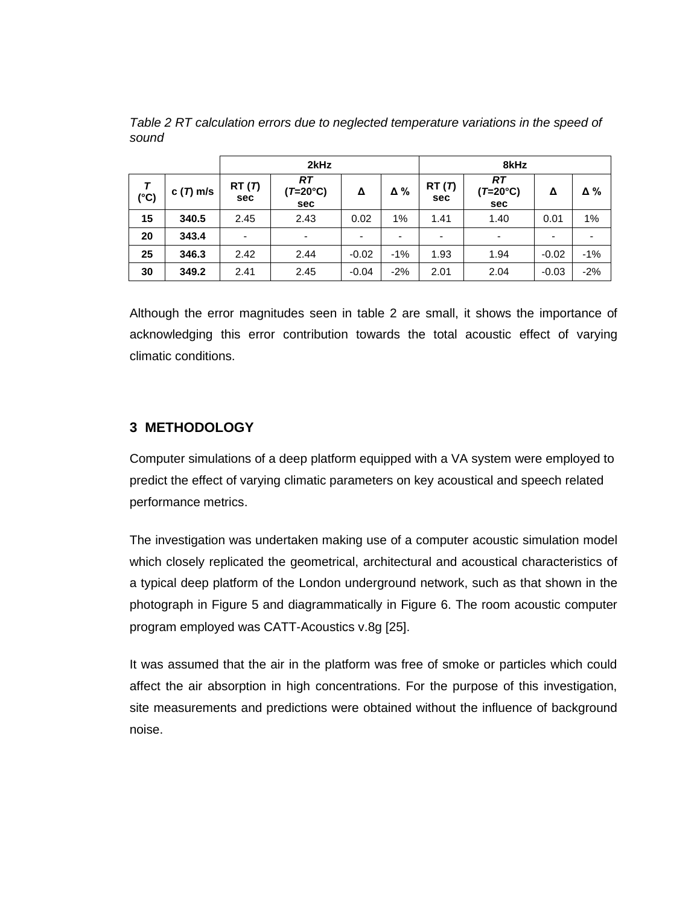*Table 2 RT calculation errors due to neglected temperature variations in the speed of sound*

| | | 2kHz | | | | 8kHz | | | |
|---|---|---|---|---|---|---|---|---|---|
| ***T*** **(°C)** | **c (*T*) m/s** | **RT (*T*) sec** | ***RT* (*T*=20°C) sec** | **Δ** | **Δ %** | **RT (*T*) sec** | ***RT* (*T*=20°C) sec** | **Δ** | **Δ %** |
| **15** | **340.5** | 2.45 | 2.43 | 0.02 | 1% | 1.41 | 1.40 | 0.01 | 1% |
| **20** | **343.4** | - | - | - | - | - | - | - | - |
| **25** | **346.3** | 2.42 | 2.44 | -0.02 | -1% | 1.93 | 1.94 | -0.02 | -1% |
| **30** | **349.2** | 2.41 | 2.45 | -0.04 | -2% | 2.01 | 2.04 | -0.03 | -2% |

Although the error magnitudes seen in table 2 are small, it shows the importance of acknowledging this error contribution towards the total acoustic effect of varying climatic conditions.

## 3 METHODOLOGY

Computer simulations of a deep platform equipped with a VA system were employed to predict the effect of varying climatic parameters on key acoustical and speech related performance metrics.

The investigation was undertaken making use of a computer acoustic simulation model which closely replicated the geometrical, architectural and acoustical characteristics of a typical deep platform of the London underground network, such as that shown in the photograph in Figure 5 and diagrammatically in Figure 6. The room acoustic computer program employed was CATT-Acoustics v.8g [25].

It was assumed that the air in the platform was free of smoke or particles which could affect the air absorption in high concentrations. For the purpose of this investigation, site measurements and predictions were obtained without the influence of background noise.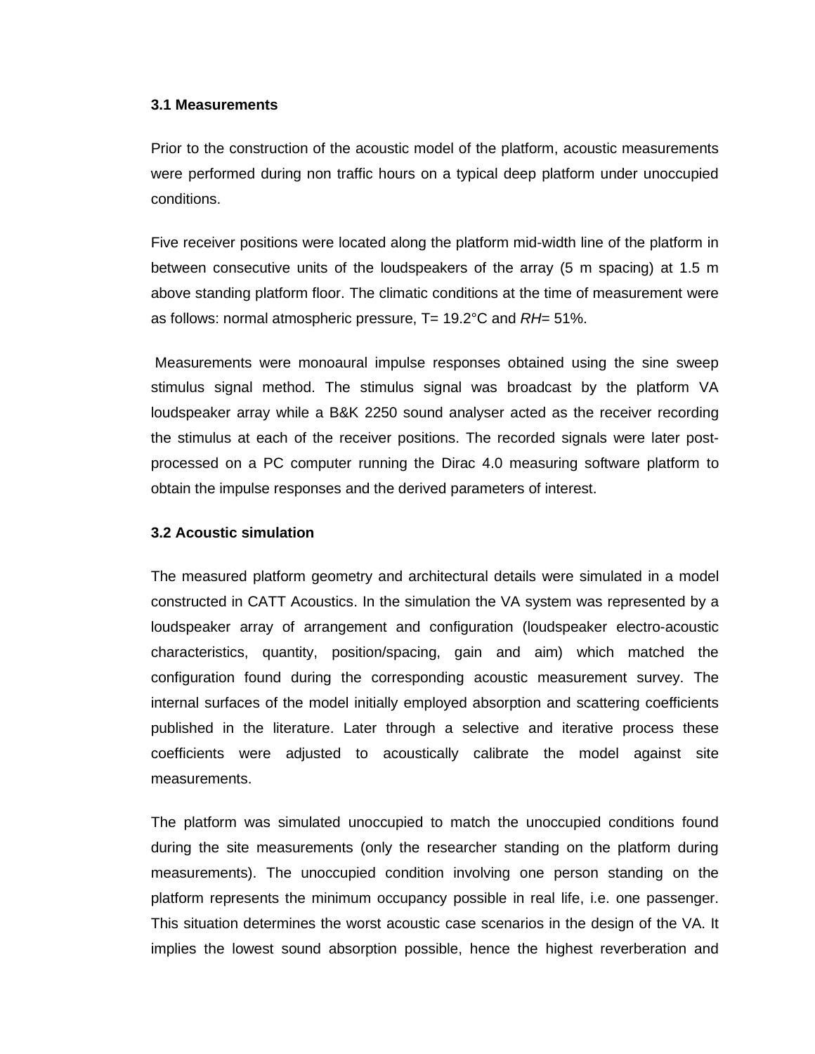### 3.1 Measurements

Prior to the construction of the acoustic model of the platform, acoustic measurements were performed during non traffic hours on a typical deep platform under unoccupied conditions.

Five receiver positions were located along the platform mid-width line of the platform in between consecutive units of the loudspeakers of the array (5 m spacing) at 1.5 m above standing platform floor. The climatic conditions at the time of measurement were as follows: normal atmospheric pressure, T= 19.2°C and *RH*= 51%.

Measurements were monoaural impulse responses obtained using the sine sweep stimulus signal method. The stimulus signal was broadcast by the platform VA loudspeaker array while a B&K 2250 sound analyser acted as the receiver recording the stimulus at each of the receiver positions. The recorded signals were later post-processed on a PC computer running the Dirac 4.0 measuring software platform to obtain the impulse responses and the derived parameters of interest.

### 3.2 Acoustic simulation

The measured platform geometry and architectural details were simulated in a model constructed in CATT Acoustics. In the simulation the VA system was represented by a loudspeaker array of arrangement and configuration (loudspeaker electro-acoustic characteristics, quantity, position/spacing, gain and aim) which matched the configuration found during the corresponding acoustic measurement survey. The internal surfaces of the model initially employed absorption and scattering coefficients published in the literature. Later through a selective and iterative process these coefficients were adjusted to acoustically calibrate the model against site measurements.

The platform was simulated unoccupied to match the unoccupied conditions found during the site measurements (only the researcher standing on the platform during measurements). The unoccupied condition involving one person standing on the platform represents the minimum occupancy possible in real life, i.e. one passenger. This situation determines the worst acoustic case scenarios in the design of the VA. It implies the lowest sound absorption possible, hence the highest reverberation and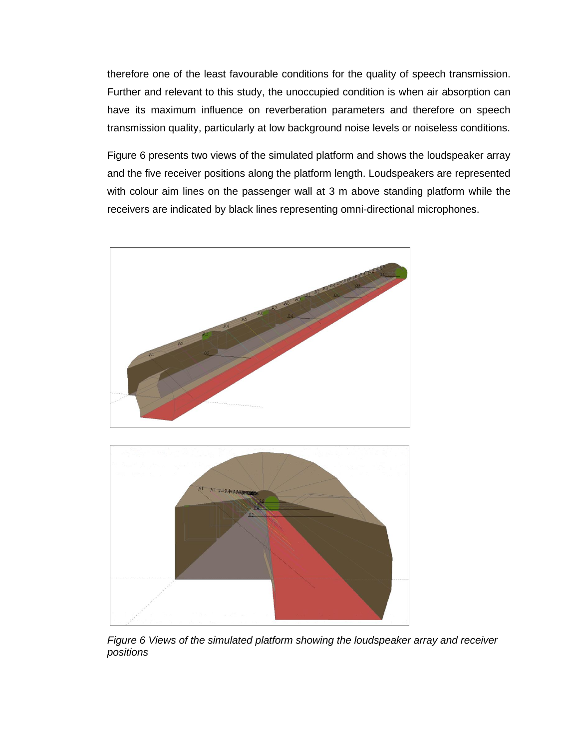therefore one of the least favourable conditions for the quality of speech transmission. Further and relevant to this study, the unoccupied condition is when air absorption can have its maximum influence on reverberation parameters and therefore on speech transmission quality, particularly at low background noise levels or noiseless conditions.

Figure 6 presents two views of the simulated platform and shows the loudspeaker array and the five receiver positions along the platform length. Loudspeakers are represented with colour aim lines on the passenger wall at 3 m above standing platform while the receivers are indicated by black lines representing omni-directional microphones.

*Figure 6 Views of the simulated platform showing the loudspeaker array and receiver positions*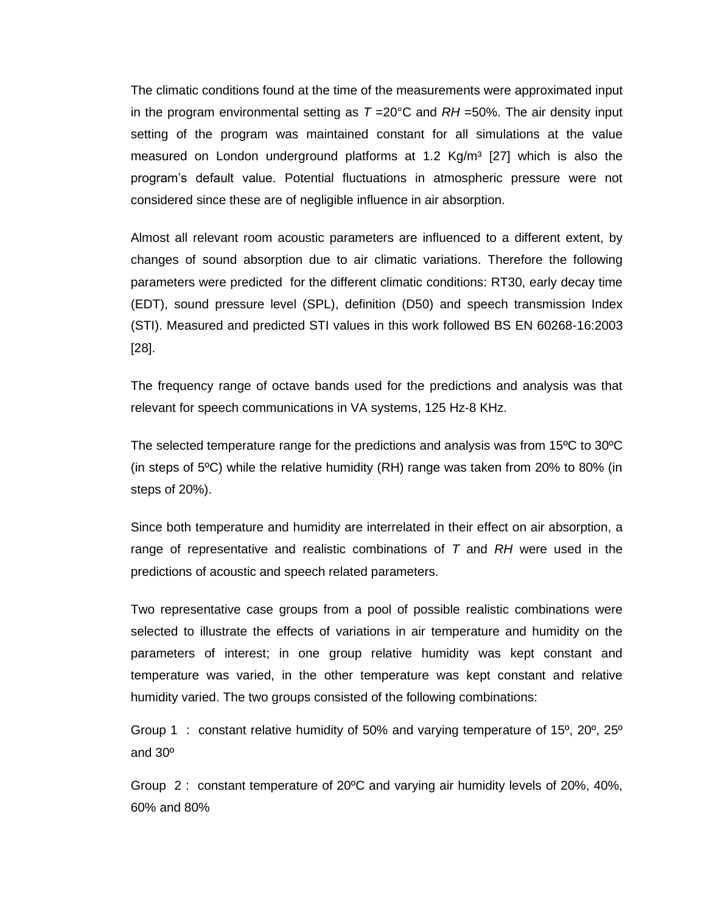The climatic conditions found at the time of the measurements were approximated input in the program environmental setting as *T* =20°C and *RH* =50%. The air density input setting of the program was maintained constant for all simulations at the value measured on London underground platforms at 1.2 Kg/m³ [27] which is also the program's default value. Potential fluctuations in atmospheric pressure were not considered since these are of negligible influence in air absorption.

Almost all relevant room acoustic parameters are influenced to a different extent, by changes of sound absorption due to air climatic variations. Therefore the following parameters were predicted for the different climatic conditions: RT30, early decay time (EDT), sound pressure level (SPL), definition (D50) and speech transmission Index (STI). Measured and predicted STI values in this work followed BS EN 60268-16:2003 [28].

The frequency range of octave bands used for the predictions and analysis was that relevant for speech communications in VA systems, 125 Hz-8 KHz.

The selected temperature range for the predictions and analysis was from 15ºC to 30ºC (in steps of 5ºC) while the relative humidity (RH) range was taken from 20% to 80% (in steps of 20%).

Since both temperature and humidity are interrelated in their effect on air absorption, a range of representative and realistic combinations of *T* and *RH* were used in the predictions of acoustic and speech related parameters.

Two representative case groups from a pool of possible realistic combinations were selected to illustrate the effects of variations in air temperature and humidity on the parameters of interest; in one group relative humidity was kept constant and temperature was varied, in the other temperature was kept constant and relative humidity varied. The two groups consisted of the following combinations:

Group 1 : constant relative humidity of 50% and varying temperature of 15º, 20º, 25º and 30º

Group 2 : constant temperature of 20ºC and varying air humidity levels of 20%, 40%, 60% and 80%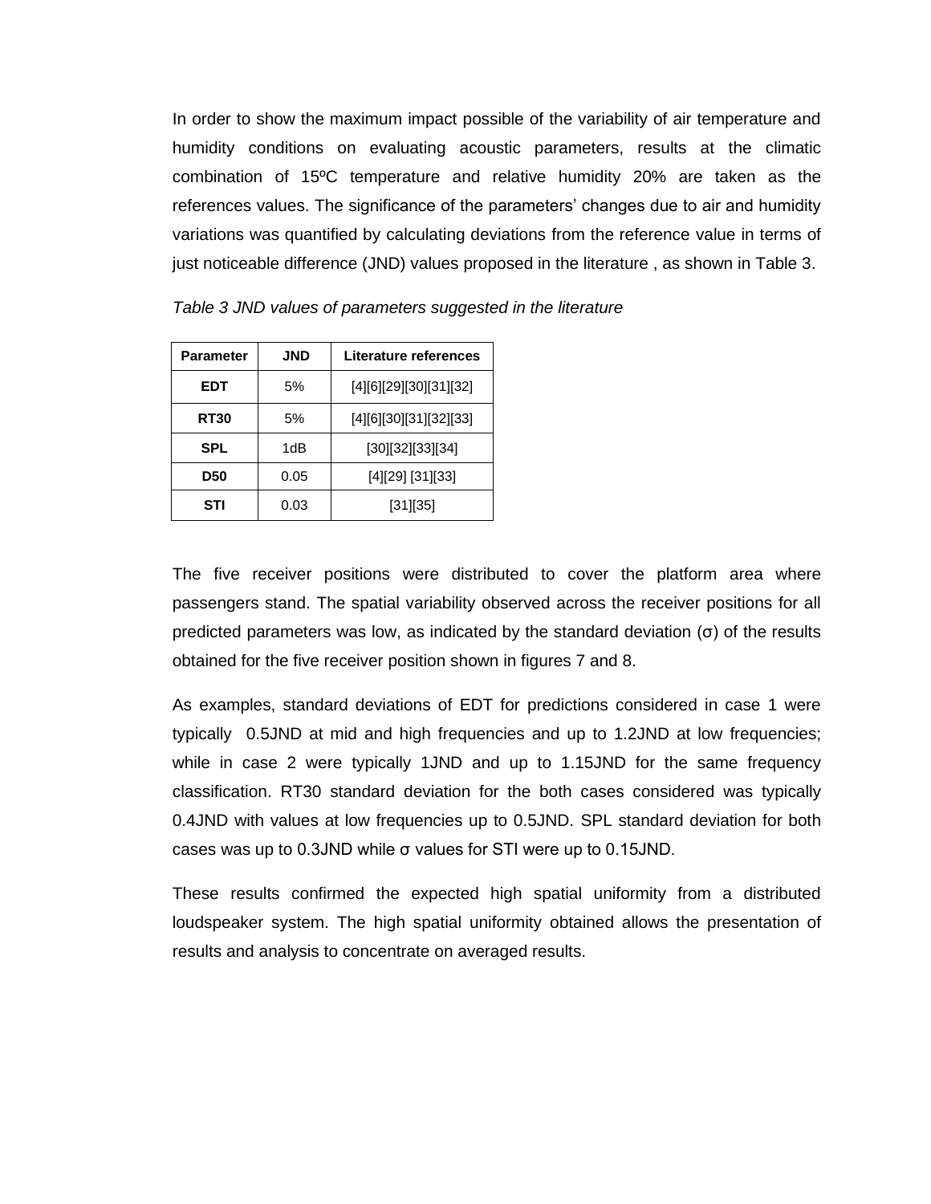In order to show the maximum impact possible of the variability of air temperature and humidity conditions on evaluating acoustic parameters, results at the climatic combination of 15ºC temperature and relative humidity 20% are taken as the references values. The significance of the parameters' changes due to air and humidity variations was quantified by calculating deviations from the reference value in terms of just noticeable difference (JND) values proposed in the literature , as shown in Table 3.

*Table 3 JND values of parameters suggested in the literature*

| Parameter | JND | Literature references |
|---|---|---|
| **EDT** | 5% | [4][6][29][30][31][32] |
| **RT30** | 5% | [4][6][30][31][32][33] |
| **SPL** | 1dB | [30][32][33][34] |
| **D50** | 0.05 | [4][29] [31][33] |
| **STI** | 0.03 | [31][35] |

The five receiver positions were distributed to cover the platform area where passengers stand. The spatial variability observed across the receiver positions for all predicted parameters was low, as indicated by the standard deviation (σ) of the results obtained for the five receiver position shown in figures 7 and 8.

As examples, standard deviations of EDT for predictions considered in case 1 were typically 0.5JND at mid and high frequencies and up to 1.2JND at low frequencies; while in case 2 were typically 1JND and up to 1.15JND for the same frequency classification. RT30 standard deviation for the both cases considered was typically 0.4JND with values at low frequencies up to 0.5JND. SPL standard deviation for both cases was up to 0.3JND while σ values for STI were up to 0.15JND.

These results confirmed the expected high spatial uniformity from a distributed loudspeaker system. The high spatial uniformity obtained allows the presentation of results and analysis to concentrate on averaged results.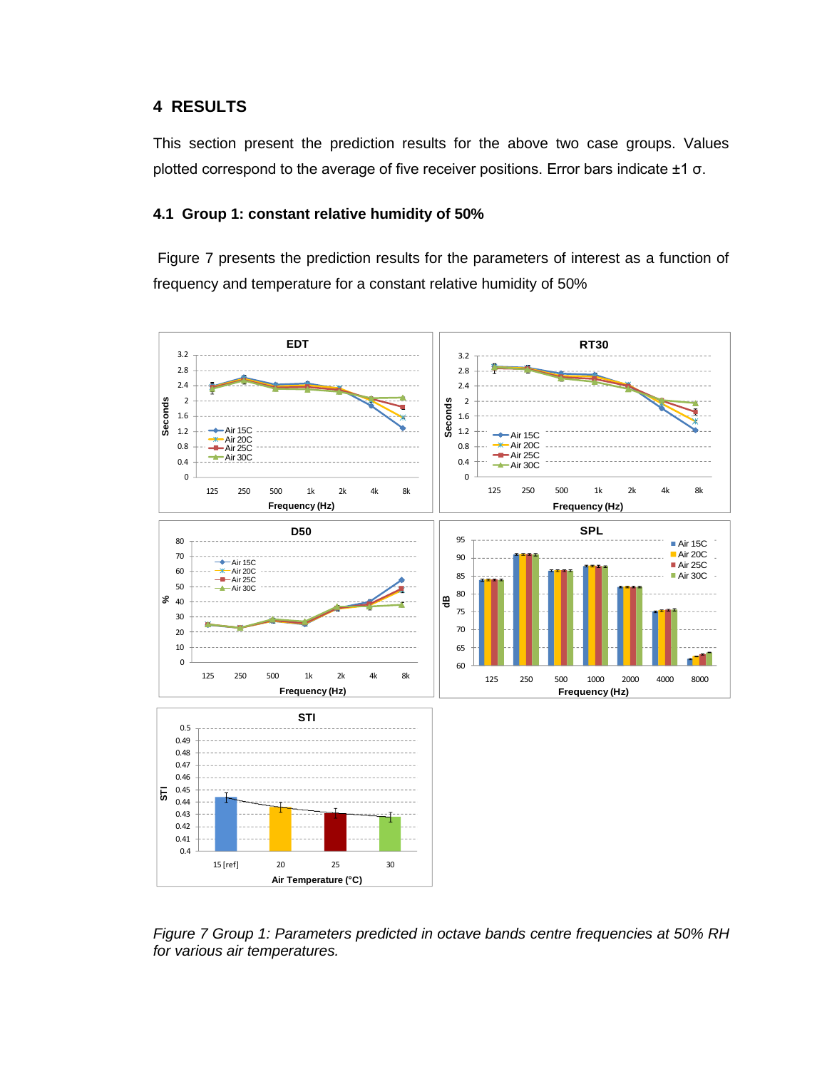# 4 RESULTS

This section present the prediction results for the above two case groups. Values plotted correspond to the average of five receiver positions. Error bars indicate ±1 σ.

## 4.1 Group 1: constant relative humidity of 50%

Figure 7 presents the prediction results for the parameters of interest as a function of frequency and temperature for a constant relative humidity of 50%

*Figure 7 Group 1: Parameters predicted in octave bands centre frequencies at 50% RH for various air temperatures.*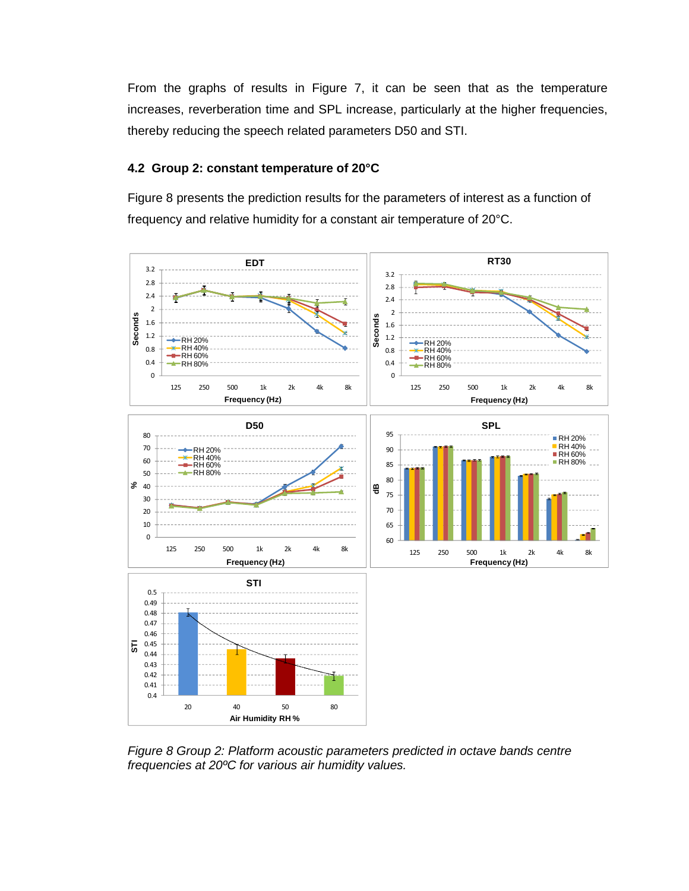From the graphs of results in Figure 7, it can be seen that as the temperature increases, reverberation time and SPL increase, particularly at the higher frequencies, thereby reducing the speech related parameters D50 and STI.

### 4.2 Group 2: constant temperature of 20°C

Figure 8 presents the prediction results for the parameters of interest as a function of frequency and relative humidity for a constant air temperature of 20°C.

*Figure 8 Group 2: Platform acoustic parameters predicted in octave bands centre frequencies at 20ºC for various air humidity values.*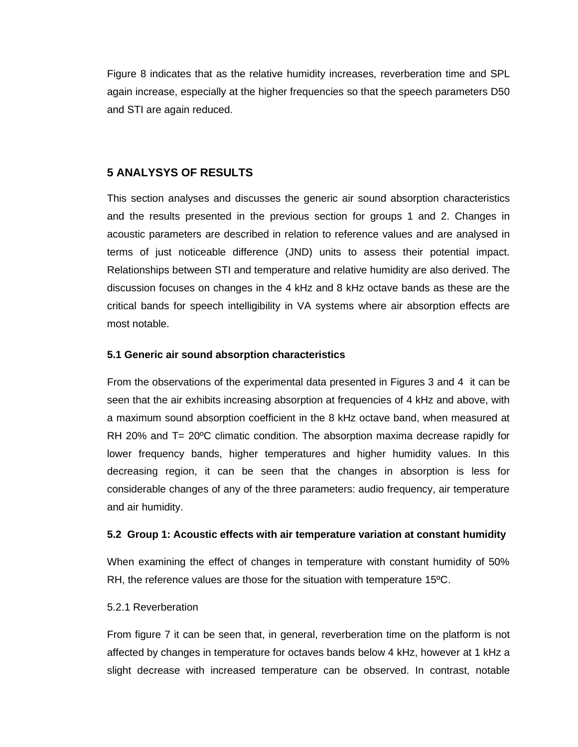Figure 8 indicates that as the relative humidity increases, reverberation time and SPL again increase, especially at the higher frequencies so that the speech parameters D50 and STI are again reduced.

## 5 ANALYSYS OF RESULTS

This section analyses and discusses the generic air sound absorption characteristics and the results presented in the previous section for groups 1 and 2. Changes in acoustic parameters are described in relation to reference values and are analysed in terms of just noticeable difference (JND) units to assess their potential impact. Relationships between STI and temperature and relative humidity are also derived. The discussion focuses on changes in the 4 kHz and 8 kHz octave bands as these are the critical bands for speech intelligibility in VA systems where air absorption effects are most notable.

### 5.1 Generic air sound absorption characteristics

From the observations of the experimental data presented in Figures 3 and 4 it can be seen that the air exhibits increasing absorption at frequencies of 4 kHz and above, with a maximum sound absorption coefficient in the 8 kHz octave band, when measured at RH 20% and T= 20ºC climatic condition. The absorption maxima decrease rapidly for lower frequency bands, higher temperatures and higher humidity values. In this decreasing region, it can be seen that the changes in absorption is less for considerable changes of any of the three parameters: audio frequency, air temperature and air humidity.

### 5.2 Group 1: Acoustic effects with air temperature variation at constant humidity

When examining the effect of changes in temperature with constant humidity of 50% RH, the reference values are those for the situation with temperature 15ºC.

#### 5.2.1 Reverberation

From figure 7 it can be seen that, in general, reverberation time on the platform is not affected by changes in temperature for octaves bands below 4 kHz, however at 1 kHz a slight decrease with increased temperature can be observed. In contrast, notable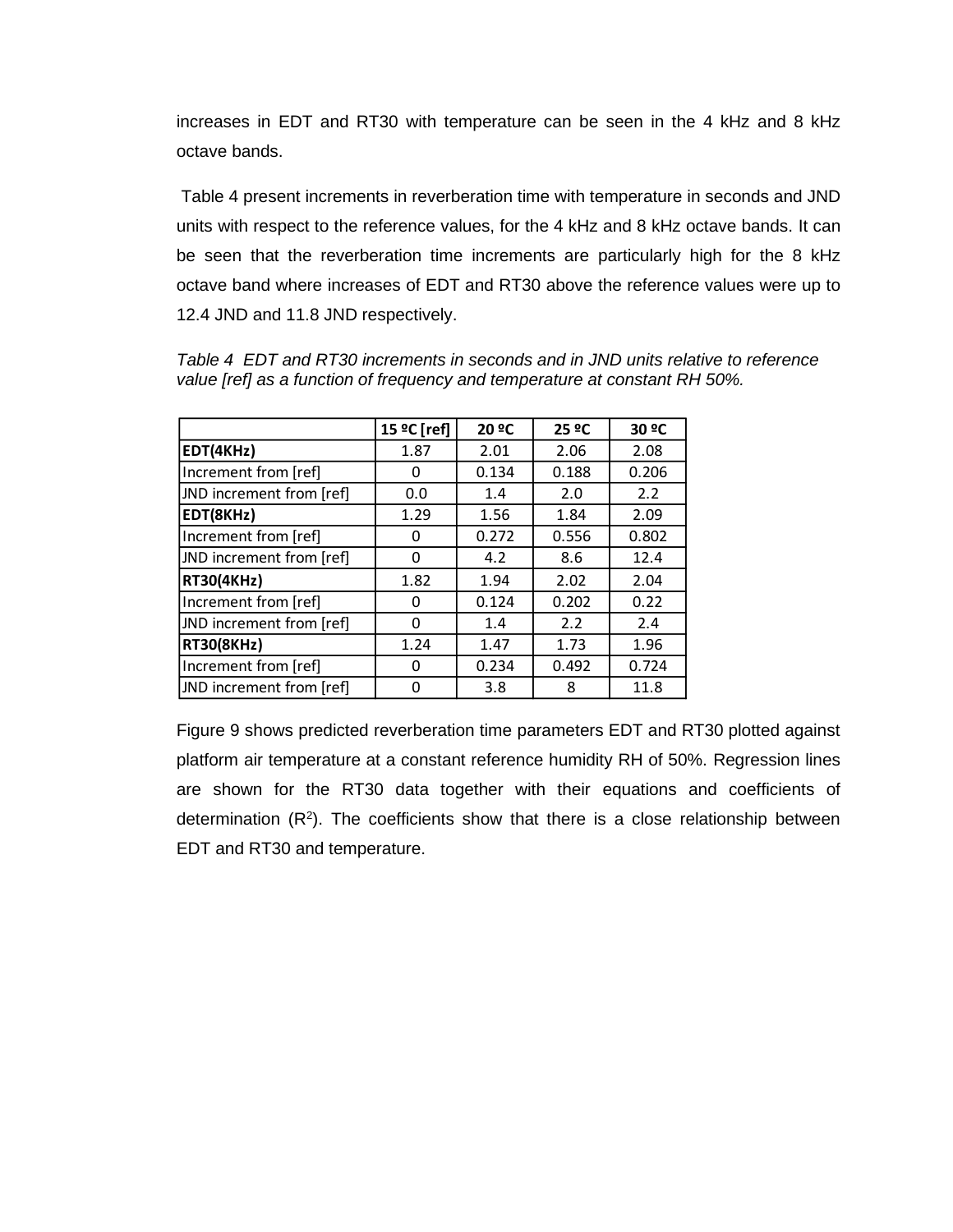increases in EDT and RT30 with temperature can be seen in the 4 kHz and 8 kHz octave bands.

Table 4 present increments in reverberation time with temperature in seconds and JND units with respect to the reference values, for the 4 kHz and 8 kHz octave bands. It can be seen that the reverberation time increments are particularly high for the 8 kHz octave band where increases of EDT and RT30 above the reference values were up to 12.4 JND and 11.8 JND respectively.

*Table 4 EDT and RT30 increments in seconds and in JND units relative to reference value [ref] as a function of frequency and temperature at constant RH 50%.*

| | **15 ºC [ref]** | **20 ºC** | **25 ºC** | **30 ºC** |
|---|---|---|---|---|
| **EDT(4KHz)** | 1.87 | 2.01 | 2.06 | 2.08 |
| Increment from [ref] | 0 | 0.134 | 0.188 | 0.206 |
| JND increment from [ref] | 0.0 | 1.4 | 2.0 | 2.2 |
| **EDT(8KHz)** | 1.29 | 1.56 | 1.84 | 2.09 |
| Increment from [ref] | 0 | 0.272 | 0.556 | 0.802 |
| JND increment from [ref] | 0 | 4.2 | 8.6 | 12.4 |
| **RT30(4KHz)** | 1.82 | 1.94 | 2.02 | 2.04 |
| Increment from [ref] | 0 | 0.124 | 0.202 | 0.22 |
| JND increment from [ref] | 0 | 1.4 | 2.2 | 2.4 |
| **RT30(8KHz)** | 1.24 | 1.47 | 1.73 | 1.96 |
| Increment from [ref] | 0 | 0.234 | 0.492 | 0.724 |
| JND increment from [ref] | 0 | 3.8 | 8 | 11.8 |

Figure 9 shows predicted reverberation time parameters EDT and RT30 plotted against platform air temperature at a constant reference humidity RH of 50%. Regression lines are shown for the RT30 data together with their equations and coefficients of determination ($R^2$). The coefficients show that there is a close relationship between EDT and RT30 and temperature.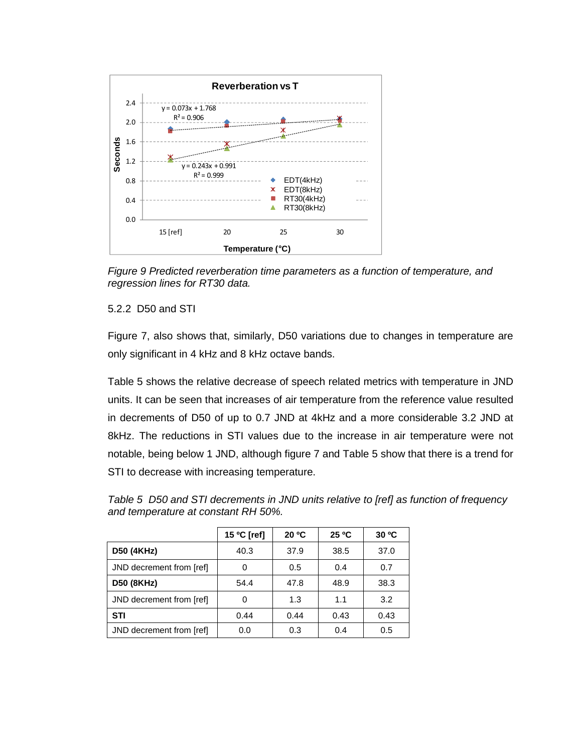*Figure 9 Predicted reverberation time parameters as a function of temperature, and regression lines for RT30 data.*

### 5.2.2 D50 and STI

Figure 7, also shows that, similarly, D50 variations due to changes in temperature are only significant in 4 kHz and 8 kHz octave bands.

Table 5 shows the relative decrease of speech related metrics with temperature in JND units. It can be seen that increases of air temperature from the reference value resulted in decrements of D50 of up to 0.7 JND at 4kHz and a more considerable 3.2 JND at 8kHz. The reductions in STI values due to the increase in air temperature were not notable, being below 1 JND, although figure 7 and Table 5 show that there is a trend for STI to decrease with increasing temperature.

*Table 5 D50 and STI decrements in JND units relative to [ref] as function of frequency and temperature at constant RH 50%.*

| | 15 ºC [ref] | 20 ºC | 25 ºC | 30 ºC |
|---|---|---|---|---|
| **D50 (4KHz)** | 40.3 | 37.9 | 38.5 | 37.0 |
| JND decrement from [ref] | 0 | 0.5 | 0.4 | 0.7 |
| **D50 (8KHz)** | 54.4 | 47.8 | 48.9 | 38.3 |
| JND decrement from [ref] | 0 | 1.3 | 1.1 | 3.2 |
| **STI** | 0.44 | 0.44 | 0.43 | 0.43 |
| JND decrement from [ref] | 0.0 | 0.3 | 0.4 | 0.5 |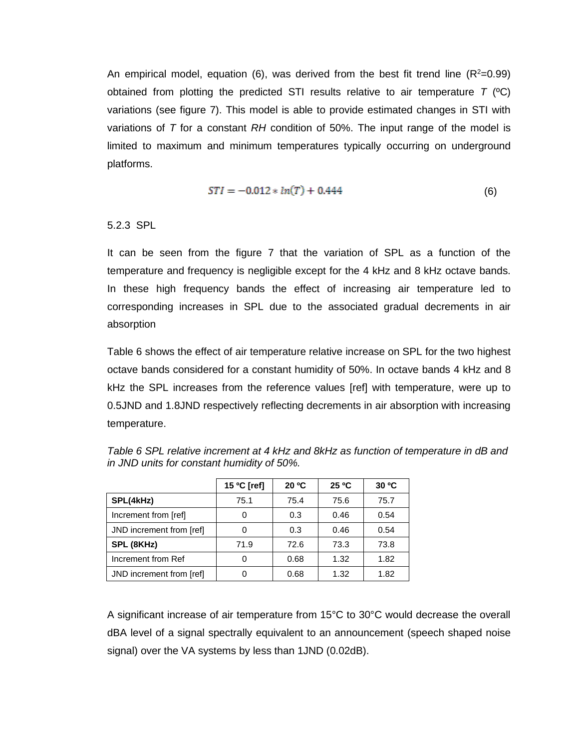An empirical model, equation (6), was derived from the best fit trend line ($R^2$=0.99) obtained from plotting the predicted STI results relative to air temperature *T* (ºC) variations (see figure 7). This model is able to provide estimated changes in STI with variations of *T* for a constant *RH* condition of 50%. The input range of the model is limited to maximum and minimum temperatures typically occurring on underground platforms.

$$STI = -0.012 * ln(T) + 0.444 \tag{6}$$

5.2.3 SPL

It can be seen from the figure 7 that the variation of SPL as a function of the temperature and frequency is negligible except for the 4 kHz and 8 kHz octave bands. In these high frequency bands the effect of increasing air temperature led to corresponding increases in SPL due to the associated gradual decrements in air absorption

Table 6 shows the effect of air temperature relative increase on SPL for the two highest octave bands considered for a constant humidity of 50%. In octave bands 4 kHz and 8 kHz the SPL increases from the reference values [ref] with temperature, were up to 0.5JND and 1.8JND respectively reflecting decrements in air absorption with increasing temperature.

*Table 6 SPL relative increment at 4 kHz and 8kHz as function of temperature in dB and in JND units for constant humidity of 50%.*

| | 15 ºC [ref] | 20 ºC | 25 ºC | 30 ºC |
|---|---|---|---|---|
| **SPL(4kHz)** | 75.1 | 75.4 | 75.6 | 75.7 |
| Increment from [ref] | 0 | 0.3 | 0.46 | 0.54 |
| JND increment from [ref] | 0 | 0.3 | 0.46 | 0.54 |
| **SPL (8KHz)** | 71.9 | 72.6 | 73.3 | 73.8 |
| Increment from Ref | 0 | 0.68 | 1.32 | 1.82 |
| JND increment from [ref] | 0 | 0.68 | 1.32 | 1.82 |

A significant increase of air temperature from 15°C to 30°C would decrease the overall dBA level of a signal spectrally equivalent to an announcement (speech shaped noise signal) over the VA systems by less than 1JND (0.02dB).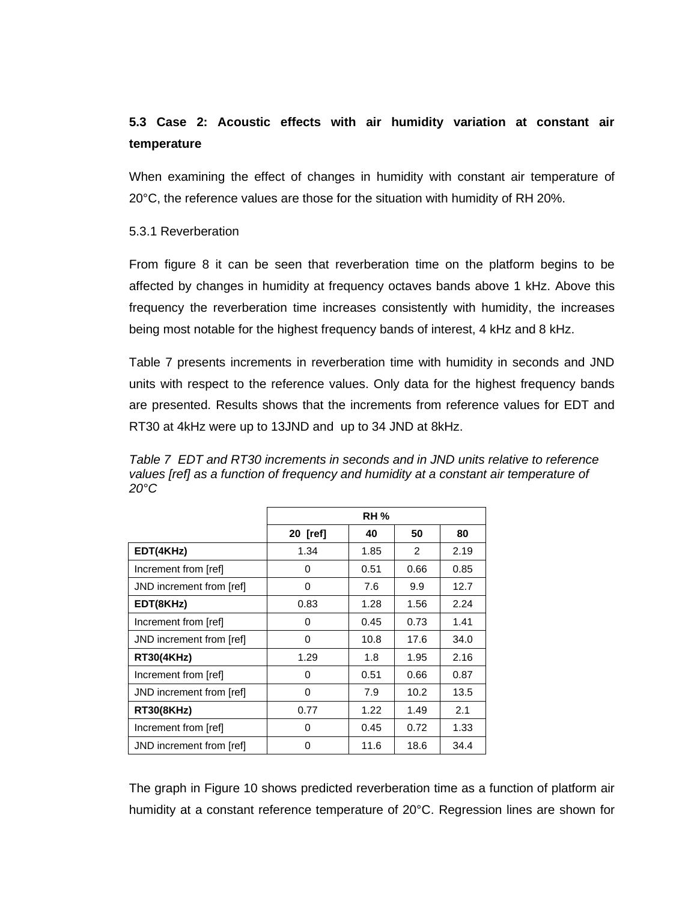## 5.3 Case 2: Acoustic effects with air humidity variation at constant air temperature

When examining the effect of changes in humidity with constant air temperature of 20°C, the reference values are those for the situation with humidity of RH 20%.

### 5.3.1 Reverberation

From figure 8 it can be seen that reverberation time on the platform begins to be affected by changes in humidity at frequency octaves bands above 1 kHz. Above this frequency the reverberation time increases consistently with humidity, the increases being most notable for the highest frequency bands of interest, 4 kHz and 8 kHz.

Table 7 presents increments in reverberation time with humidity in seconds and JND units with respect to the reference values. Only data for the highest frequency bands are presented. Results shows that the increments from reference values for EDT and RT30 at 4kHz were up to 13JND and up to 34 JND at 8kHz.

*Table 7 EDT and RT30 increments in seconds and in JND units relative to reference values [ref] as a function of frequency and humidity at a constant air temperature of 20°C*

| | RH % | | | |
|---|---|---|---|---|
| | **20 [ref]** | **40** | **50** | **80** |
| **EDT(4KHz)** | 1.34 | 1.85 | 2 | 2.19 |
| Increment from [ref] | 0 | 0.51 | 0.66 | 0.85 |
| JND increment from [ref] | 0 | 7.6 | 9.9 | 12.7 |
| **EDT(8KHz)** | 0.83 | 1.28 | 1.56 | 2.24 |
| Increment from [ref] | 0 | 0.45 | 0.73 | 1.41 |
| JND increment from [ref] | 0 | 10.8 | 17.6 | 34.0 |
| **RT30(4KHz)** | 1.29 | 1.8 | 1.95 | 2.16 |
| Increment from [ref] | 0 | 0.51 | 0.66 | 0.87 |
| JND increment from [ref] | 0 | 7.9 | 10.2 | 13.5 |
| **RT30(8KHz)** | 0.77 | 1.22 | 1.49 | 2.1 |
| Increment from [ref] | 0 | 0.45 | 0.72 | 1.33 |
| JND increment from [ref] | 0 | 11.6 | 18.6 | 34.4 |

The graph in Figure 10 shows predicted reverberation time as a function of platform air humidity at a constant reference temperature of 20°C. Regression lines are shown for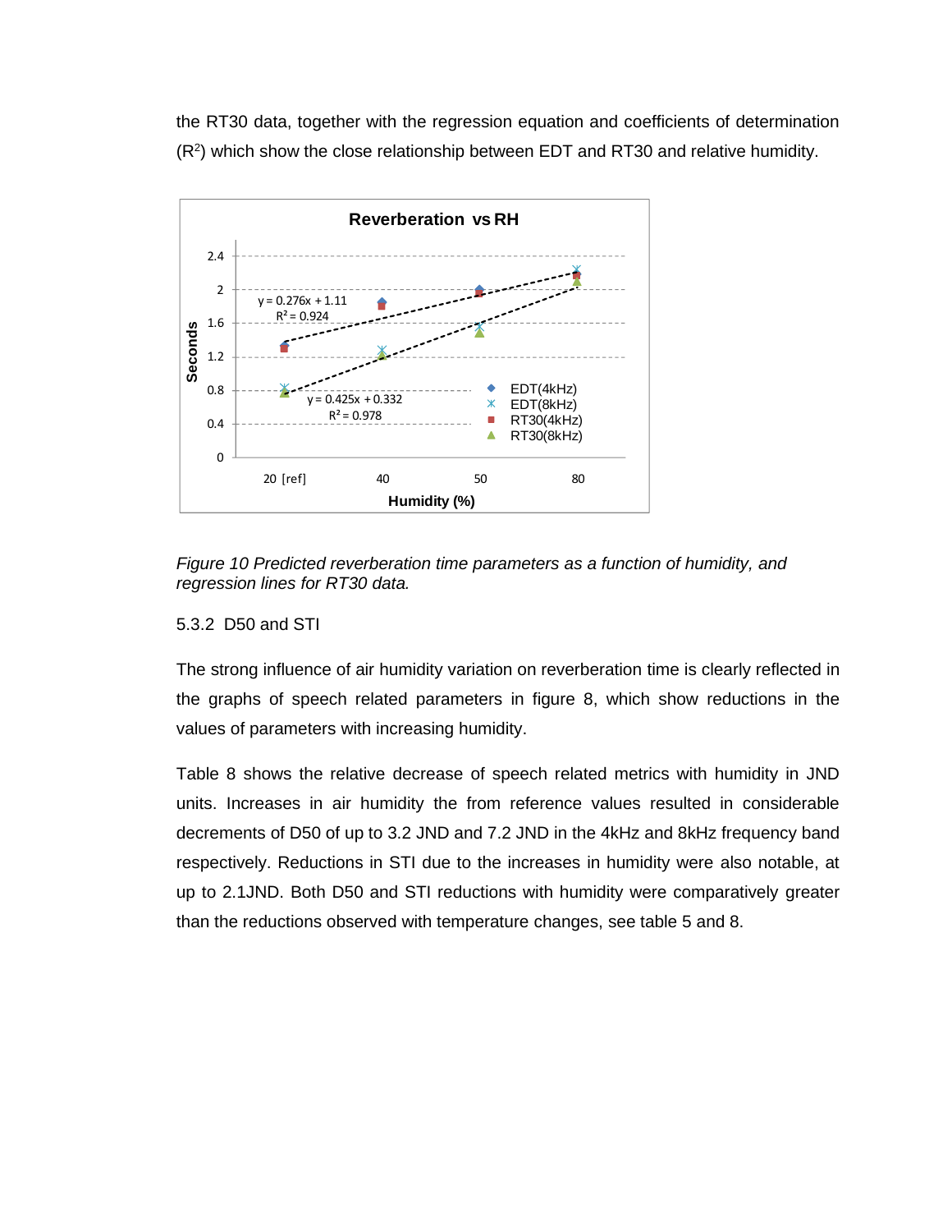the RT30 data, together with the regression equation and coefficients of determination ($R^2$) which show the close relationship between EDT and RT30 and relative humidity.

*Figure 10 Predicted reverberation time parameters as a function of humidity, and regression lines for RT30 data.*

5.3.2 D50 and STI

The strong influence of air humidity variation on reverberation time is clearly reflected in the graphs of speech related parameters in figure 8, which show reductions in the values of parameters with increasing humidity.

Table 8 shows the relative decrease of speech related metrics with humidity in JND units. Increases in air humidity the from reference values resulted in considerable decrements of D50 of up to 3.2 JND and 7.2 JND in the 4kHz and 8kHz frequency band respectively. Reductions in STI due to the increases in humidity were also notable, at up to 2.1JND. Both D50 and STI reductions with humidity were comparatively greater than the reductions observed with temperature changes, see table 5 and 8.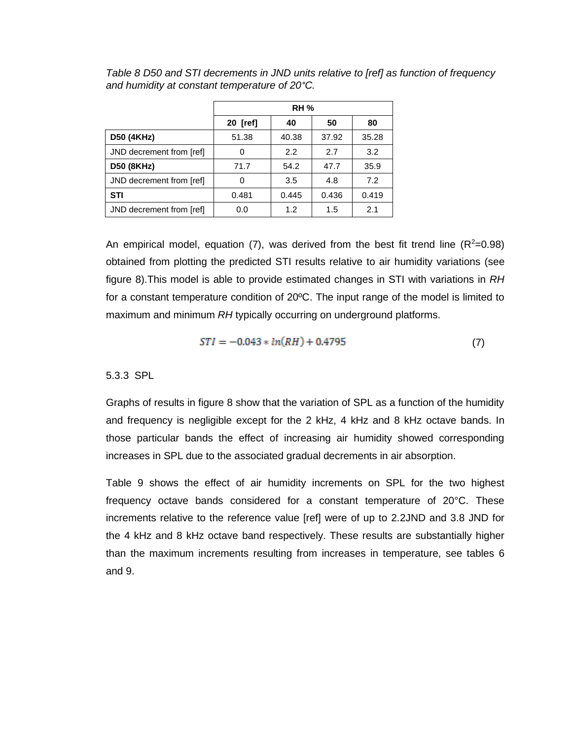*Table 8 D50 and STI decrements in JND units relative to [ref] as function of frequency and humidity at constant temperature of 20°C.*

| | RH % | | | |
|---|---|---|---|---|
| | **20 [ref]** | **40** | **50** | **80** |
| **D50 (4KHz)** | 51.38 | 40.38 | 37.92 | 35.28 |
| JND decrement from [ref] | 0 | 2.2 | 2.7 | 3.2 |
| **D50 (8KHz)** | 71.7 | 54.2 | 47.7 | 35.9 |
| JND decrement from [ref] | 0 | 3.5 | 4.8 | 7.2 |
| **STI** | 0.481 | 0.445 | 0.436 | 0.419 |
| JND decrement from [ref] | 0.0 | 1.2 | 1.5 | 2.1 |

An empirical model, equation (7), was derived from the best fit trend line ($R^2$=0.98) obtained from plotting the predicted STI results relative to air humidity variations (see figure 8).This model is able to provide estimated changes in STI with variations in *RH* for a constant temperature condition of 20ºC. The input range of the model is limited to maximum and minimum *RH* typically occurring on underground platforms.

$$STI = -0.043 * ln(RH) + 0.4795 \tag{7}$$

5.3.3 SPL

Graphs of results in figure 8 show that the variation of SPL as a function of the humidity and frequency is negligible except for the 2 kHz, 4 kHz and 8 kHz octave bands. In those particular bands the effect of increasing air humidity showed corresponding increases in SPL due to the associated gradual decrements in air absorption.

Table 9 shows the effect of air humidity increments on SPL for the two highest frequency octave bands considered for a constant temperature of 20°C. These increments relative to the reference value [ref] were of up to 2.2JND and 3.8 JND for the 4 kHz and 8 kHz octave band respectively. These results are substantially higher than the maximum increments resulting from increases in temperature, see tables 6 and 9.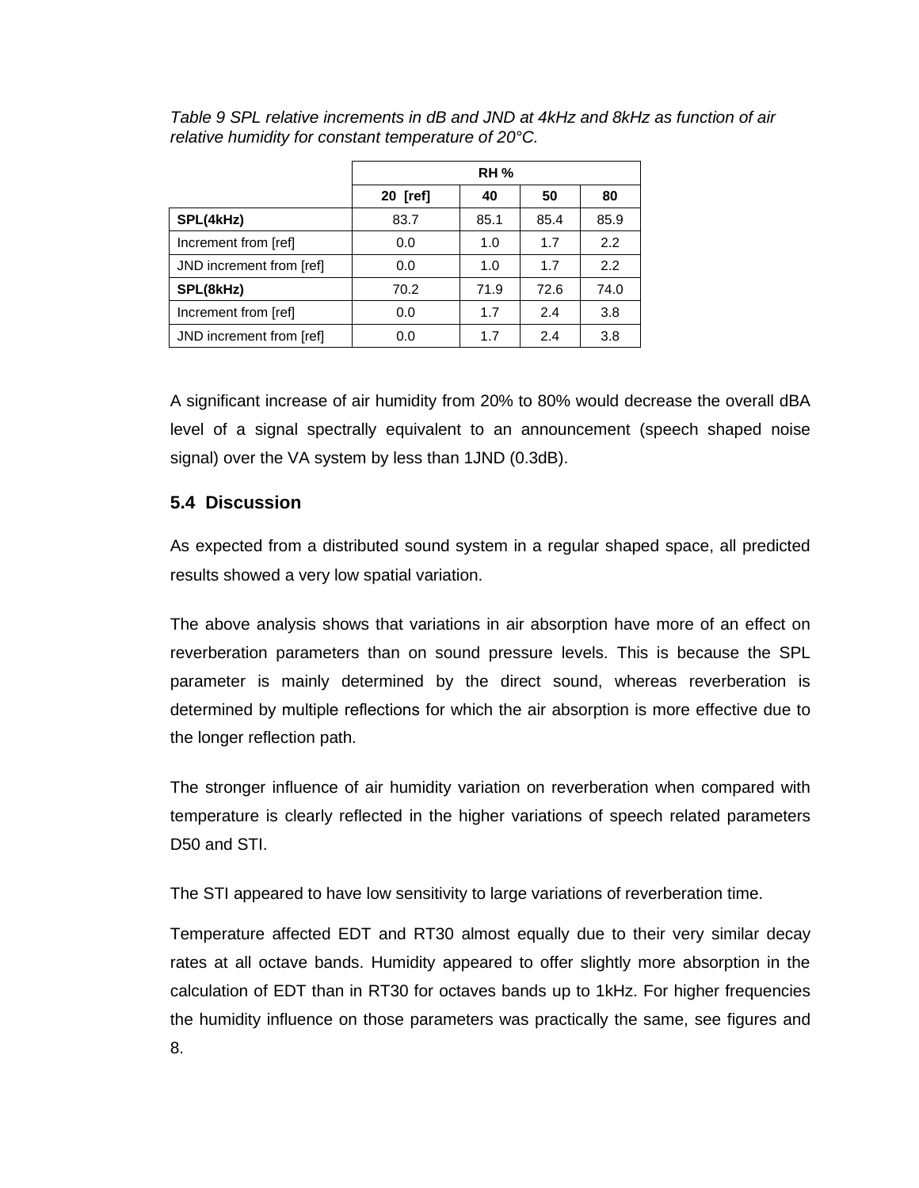*Table 9 SPL relative increments in dB and JND at 4kHz and 8kHz as function of air relative humidity for constant temperature of 20°C.*

| | RH % | | | |
|---|---|---|---|---|
| | **20 [ref]** | **40** | **50** | **80** |
| **SPL(4kHz)** | 83.7 | 85.1 | 85.4 | 85.9 |
| Increment from [ref] | 0.0 | 1.0 | 1.7 | 2.2 |
| JND increment from [ref] | 0.0 | 1.0 | 1.7 | 2.2 |
| **SPL(8kHz)** | 70.2 | 71.9 | 72.6 | 74.0 |
| Increment from [ref] | 0.0 | 1.7 | 2.4 | 3.8 |
| JND increment from [ref] | 0.0 | 1.7 | 2.4 | 3.8 |

A significant increase of air humidity from 20% to 80% would decrease the overall dBA level of a signal spectrally equivalent to an announcement (speech shaped noise signal) over the VA system by less than 1JND (0.3dB).

## 5.4 Discussion

As expected from a distributed sound system in a regular shaped space, all predicted results showed a very low spatial variation.

The above analysis shows that variations in air absorption have more of an effect on reverberation parameters than on sound pressure levels. This is because the SPL parameter is mainly determined by the direct sound, whereas reverberation is determined by multiple reflections for which the air absorption is more effective due to the longer reflection path.

The stronger influence of air humidity variation on reverberation when compared with temperature is clearly reflected in the higher variations of speech related parameters D50 and STI.

The STI appeared to have low sensitivity to large variations of reverberation time.

Temperature affected EDT and RT30 almost equally due to their very similar decay rates at all octave bands. Humidity appeared to offer slightly more absorption in the calculation of EDT than in RT30 for octaves bands up to 1kHz. For higher frequencies the humidity influence on those parameters was practically the same, see figures and 8.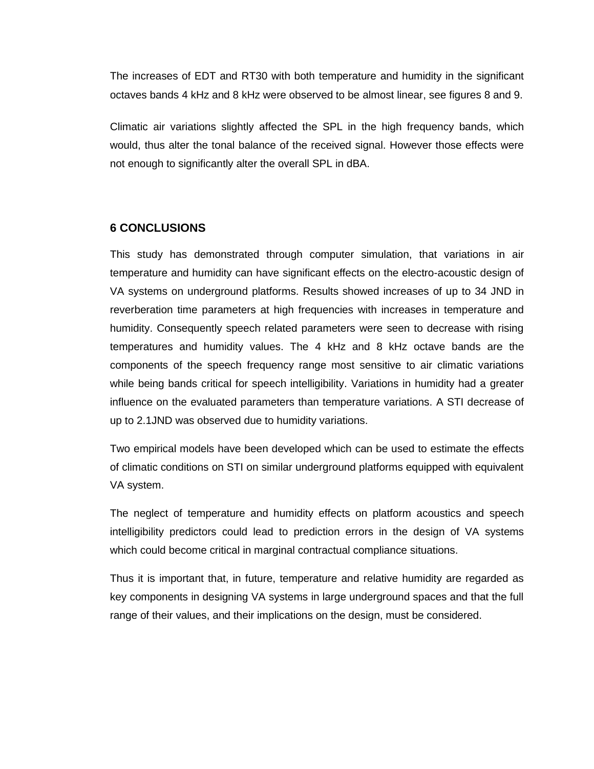The increases of EDT and RT30 with both temperature and humidity in the significant octaves bands 4 kHz and 8 kHz were observed to be almost linear, see figures 8 and 9.

Climatic air variations slightly affected the SPL in the high frequency bands, which would, thus alter the tonal balance of the received signal. However those effects were not enough to significantly alter the overall SPL in dBA.

## 6 CONCLUSIONS

This study has demonstrated through computer simulation, that variations in air temperature and humidity can have significant effects on the electro-acoustic design of VA systems on underground platforms. Results showed increases of up to 34 JND in reverberation time parameters at high frequencies with increases in temperature and humidity. Consequently speech related parameters were seen to decrease with rising temperatures and humidity values. The 4 kHz and 8 kHz octave bands are the components of the speech frequency range most sensitive to air climatic variations while being bands critical for speech intelligibility. Variations in humidity had a greater influence on the evaluated parameters than temperature variations. A STI decrease of up to 2.1JND was observed due to humidity variations.

Two empirical models have been developed which can be used to estimate the effects of climatic conditions on STI on similar underground platforms equipped with equivalent VA system.

The neglect of temperature and humidity effects on platform acoustics and speech intelligibility predictors could lead to prediction errors in the design of VA systems which could become critical in marginal contractual compliance situations.

Thus it is important that, in future, temperature and relative humidity are regarded as key components in designing VA systems in large underground spaces and that the full range of their values, and their implications on the design, must be considered.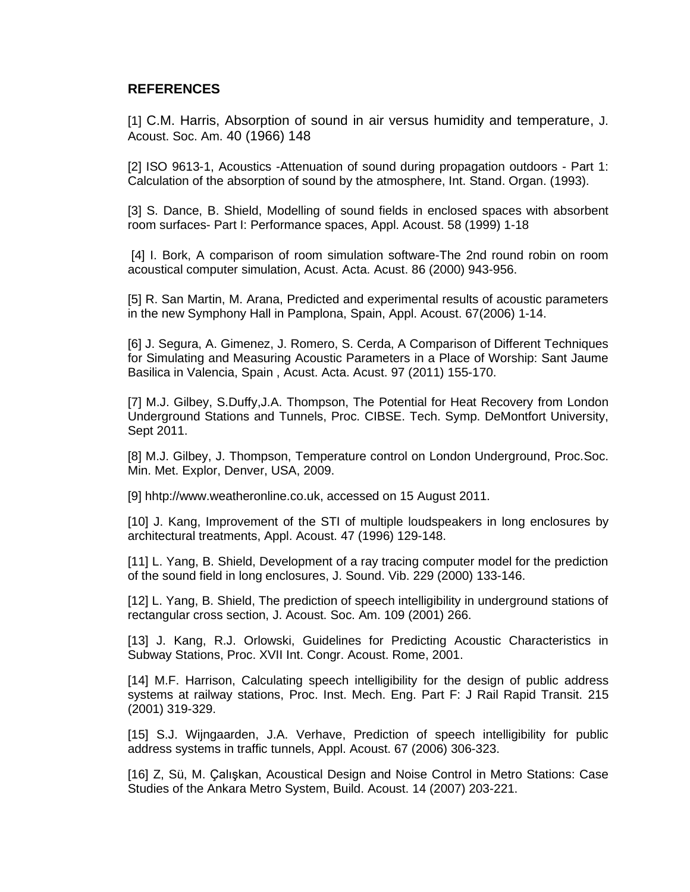## REFERENCES

[1] C.M. Harris, Absorption of sound in air versus humidity and temperature, J. Acoust. Soc. Am. 40 (1966) 148

[2] ISO 9613-1, Acoustics -Attenuation of sound during propagation outdoors - Part 1: Calculation of the absorption of sound by the atmosphere, Int. Stand. Organ. (1993).

[3] S. Dance, B. Shield, Modelling of sound fields in enclosed spaces with absorbent room surfaces- Part I: Performance spaces, Appl. Acoust. 58 (1999) 1-18

[4] I. Bork, A comparison of room simulation software-The 2nd round robin on room acoustical computer simulation, Acust. Acta. Acust. 86 (2000) 943-956.

[5] R. San Martin, M. Arana, Predicted and experimental results of acoustic parameters in the new Symphony Hall in Pamplona, Spain, Appl. Acoust. 67(2006) 1-14.

[6] J. Segura, A. Gimenez, J. Romero, S. Cerda, A Comparison of Different Techniques for Simulating and Measuring Acoustic Parameters in a Place of Worship: Sant Jaume Basilica in Valencia, Spain , Acust. Acta. Acust. 97 (2011) 155-170.

[7] M.J. Gilbey, S.Duffy,J.A. Thompson, The Potential for Heat Recovery from London Underground Stations and Tunnels, Proc. CIBSE. Tech. Symp. DeMontfort University, Sept 2011.

[8] M.J. Gilbey, J. Thompson, Temperature control on London Underground, Proc.Soc. Min. Met. Explor, Denver, USA, 2009.

[9] hhtp://www.weatheronline.co.uk, accessed on 15 August 2011.

[10] J. Kang, Improvement of the STI of multiple loudspeakers in long enclosures by architectural treatments, Appl. Acoust. 47 (1996) 129-148.

[11] L. Yang, B. Shield, Development of a ray tracing computer model for the prediction of the sound field in long enclosures, J. Sound. Vib. 229 (2000) 133-146.

[12] L. Yang, B. Shield, The prediction of speech intelligibility in underground stations of rectangular cross section, J. Acoust. Soc. Am. 109 (2001) 266.

[13] J. Kang, R.J. Orlowski, Guidelines for Predicting Acoustic Characteristics in Subway Stations, Proc. XVII Int. Congr. Acoust. Rome, 2001.

[14] M.F. Harrison, Calculating speech intelligibility for the design of public address systems at railway stations, Proc. Inst. Mech. Eng. Part F: J Rail Rapid Transit. 215 (2001) 319-329.

[15] S.J. Wijngaarden, J.A. Verhave, Prediction of speech intelligibility for public address systems in traffic tunnels, Appl. Acoust. 67 (2006) 306-323.

[16] Z, Sü, M. Çalışkan, Acoustical Design and Noise Control in Metro Stations: Case Studies of the Ankara Metro System, Build. Acoust. 14 (2007) 203-221.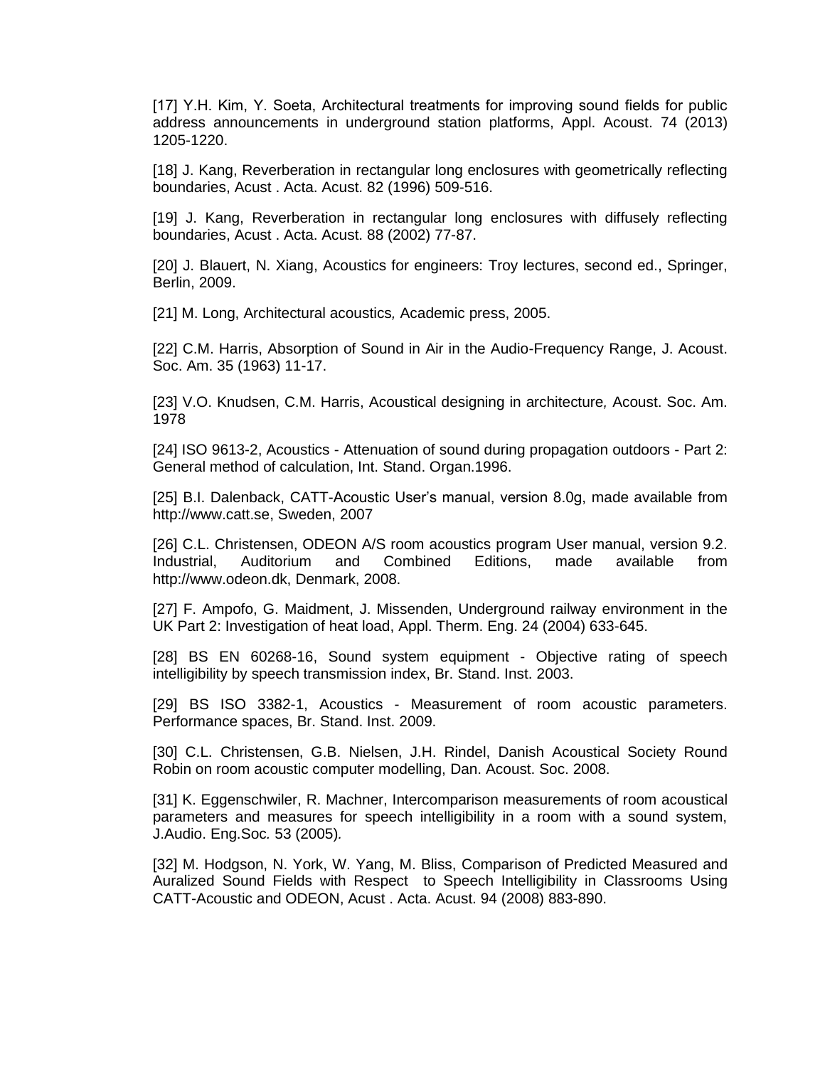[17] Y.H. Kim, Y. Soeta, Architectural treatments for improving sound fields for public address announcements in underground station platforms, Appl. Acoust. 74 (2013) 1205-1220.

[18] J. Kang, Reverberation in rectangular long enclosures with geometrically reflecting boundaries, Acust . Acta. Acust. 82 (1996) 509-516.

[19] J. Kang, Reverberation in rectangular long enclosures with diffusely reflecting boundaries, Acust . Acta. Acust. 88 (2002) 77-87.

[20] J. Blauert, N. Xiang, Acoustics for engineers: Troy lectures, second ed., Springer, Berlin, 2009.

[21] M. Long, Architectural acoustics*,* Academic press, 2005.

[22] C.M. Harris, Absorption of Sound in Air in the Audio-Frequency Range, J. Acoust. Soc. Am. 35 (1963) 11-17.

[23] V.O. Knudsen, C.M. Harris, Acoustical designing in architecture*,* Acoust. Soc. Am. 1978

[24] ISO 9613-2, Acoustics - Attenuation of sound during propagation outdoors - Part 2: General method of calculation, Int. Stand. Organ.1996.

[25] B.I. Dalenback, CATT-Acoustic User's manual, version 8.0g, made available from http://www.catt.se, Sweden, 2007

[26] C.L. Christensen, ODEON A/S room acoustics program User manual, version 9.2. Industrial, Auditorium and Combined Editions, made available from http://www.odeon.dk, Denmark, 2008.

[27] F. Ampofo, G. Maidment, J. Missenden, Underground railway environment in the UK Part 2: Investigation of heat load, Appl. Therm. Eng. 24 (2004) 633-645.

[28] BS EN 60268-16, Sound system equipment - Objective rating of speech intelligibility by speech transmission index, Br. Stand. Inst. 2003.

[29] BS ISO 3382-1, Acoustics - Measurement of room acoustic parameters. Performance spaces, Br. Stand. Inst. 2009.

[30] C.L. Christensen, G.B. Nielsen, J.H. Rindel, Danish Acoustical Society Round Robin on room acoustic computer modelling, Dan. Acoust. Soc. 2008.

[31] K. Eggenschwiler, R. Machner, Intercomparison measurements of room acoustical parameters and measures for speech intelligibility in a room with a sound system, J.Audio. Eng.Soc*.* 53 (2005)*.*

[32] M. Hodgson, N. York, W. Yang, M. Bliss, Comparison of Predicted Measured and Auralized Sound Fields with Respect to Speech Intelligibility in Classrooms Using CATT-Acoustic and ODEON, Acust . Acta. Acust. 94 (2008) 883-890.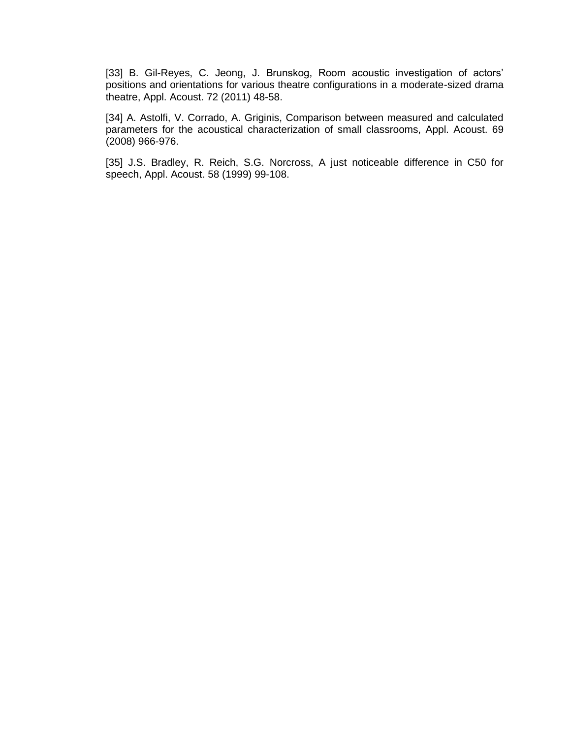[33] B. Gil-Reyes, C. Jeong, J. Brunskog, Room acoustic investigation of actors' positions and orientations for various theatre configurations in a moderate-sized drama theatre, Appl. Acoust. 72 (2011) 48-58.

[34] A. Astolfi, V. Corrado, A. Griginis, Comparison between measured and calculated parameters for the acoustical characterization of small classrooms, Appl. Acoust. 69 (2008) 966-976.

[35] J.S. Bradley, R. Reich, S.G. Norcross, A just noticeable difference in C50 for speech, Appl. Acoust. 58 (1999) 99-108.